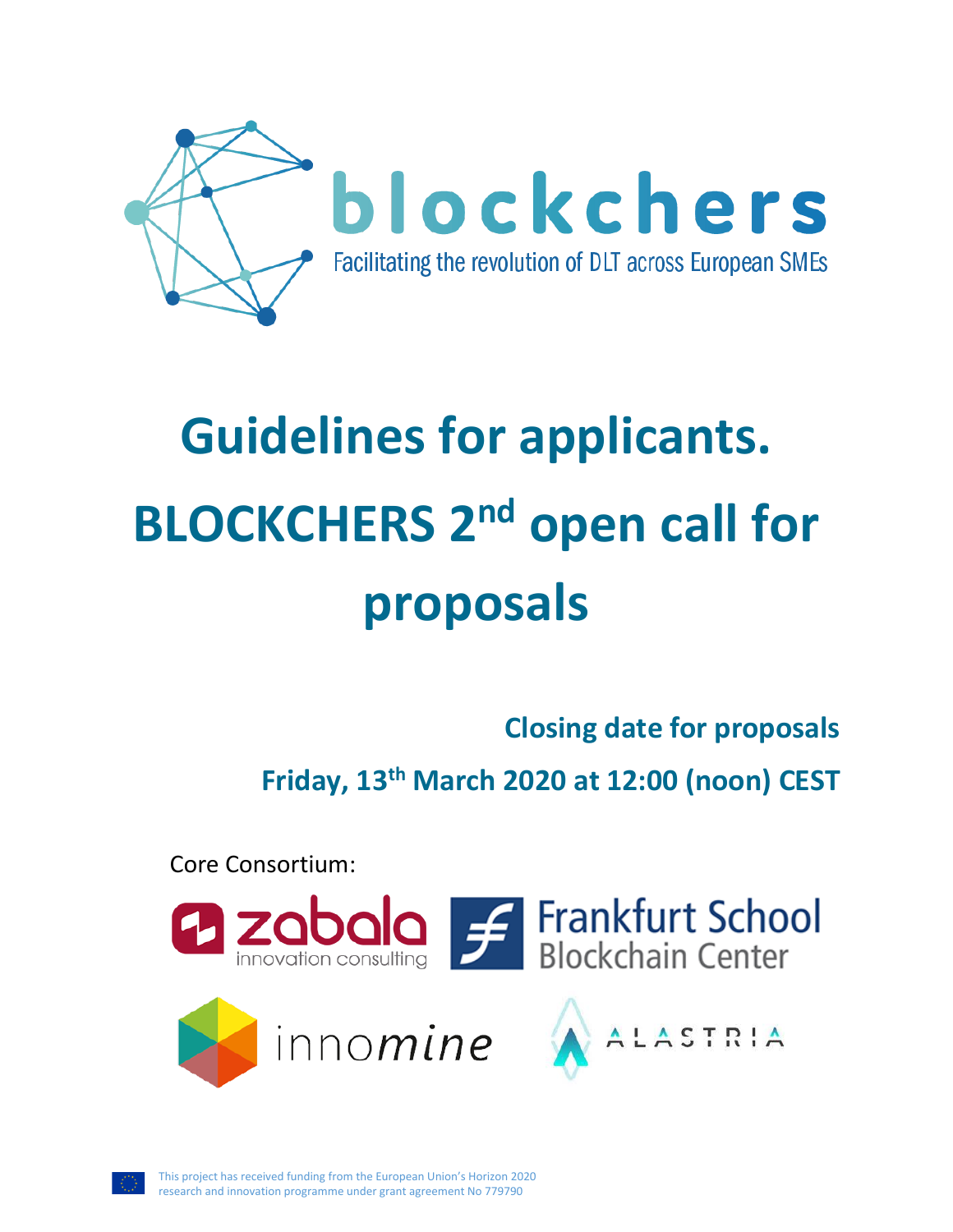blockchers

Facilitating the revolution of DLT across European SMEs

# Guidelines for applicants. BLOCKCHERS 2nd open call for proposals

**Closing date for proposals**

**Friday, 13th March 2020 at 12:00 (noon) CEST**

Core Consortium:

zabala innovation consulting

Frankfurt School Blockchain Center

innomine

ALASTRIA

This project has received funding from the European Union's Horizon 2020 research and innovation programme under grant agreement No 779790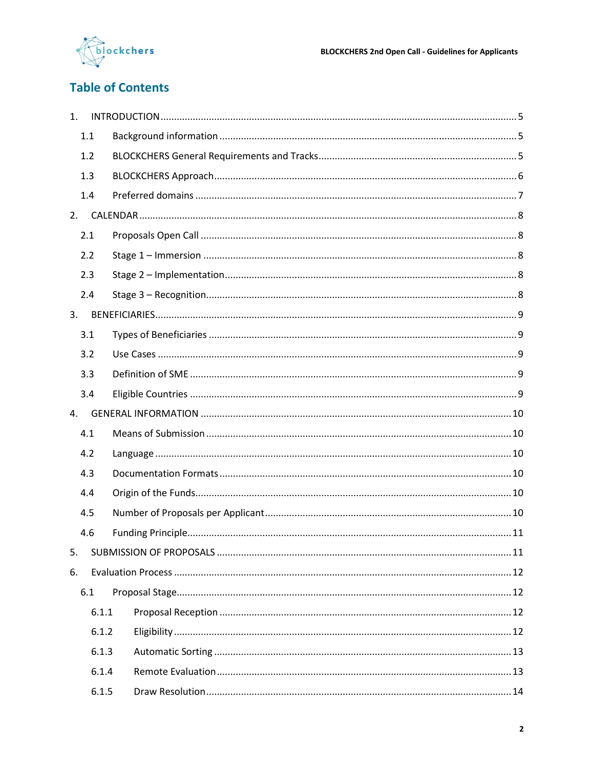## Table of Contents

1. INTRODUCTION ... 5
   - 1.1 Background information ... 5
   - 1.2 BLOCKCHERS General Requirements and Tracks ... 5
   - 1.3 BLOCKCHERS Approach ... 6
   - 1.4 Preferred domains ... 7
2. CALENDAR ... 8
   - 2.1 Proposals Open Call ... 8
   - 2.2 Stage 1 – Immersion ... 8
   - 2.3 Stage 2 – Implementation ... 8
   - 2.4 Stage 3 – Recognition ... 8
3. BENEFICIARIES ... 9
   - 3.1 Types of Beneficiaries ... 9
   - 3.2 Use Cases ... 9
   - 3.3 Definition of SME ... 9
   - 3.4 Eligible Countries ... 9
4. GENERAL INFORMATION ... 10
   - 4.1 Means of Submission ... 10
   - 4.2 Language ... 10
   - 4.3 Documentation Formats ... 10
   - 4.4 Origin of the Funds ... 10
   - 4.5 Number of Proposals per Applicant ... 10
   - 4.6 Funding Principle ... 11
5. SUBMISSION OF PROPOSALS ... 11
6. Evaluation Process ... 12
   - 6.1 Proposal Stage ... 12
     - 6.1.1 Proposal Reception ... 12
     - 6.1.2 Eligibility ... 12
     - 6.1.3 Automatic Sorting ... 13
     - 6.1.4 Remote Evaluation ... 13
     - 6.1.5 Draw Resolution ... 14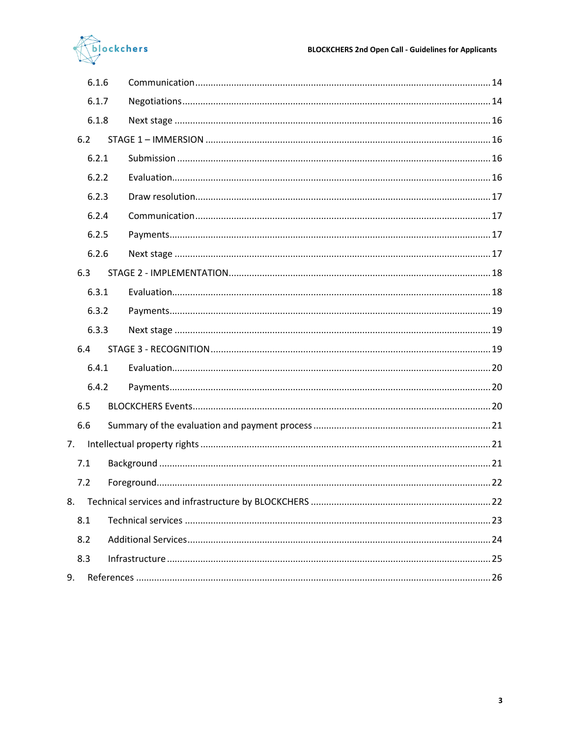6.1.6 Communication ................................................................................................ 14

6.1.7 Negotiations ..................................................................................................... 14

6.1.8 Next stage ........................................................................................................ 16

6.2 STAGE 1 – IMMERSION ........................................................................................... 16

6.2.1 Submission ....................................................................................................... 16

6.2.2 Evaluation ......................................................................................................... 16

6.2.3 Draw resolution ................................................................................................ 17

6.2.4 Communication ................................................................................................ 17

6.2.5 Payments .......................................................................................................... 17

6.2.6 Next stage ........................................................................................................ 17

6.3 STAGE 2 - IMPLEMENTATION ................................................................................. 18

6.3.1 Evaluation ......................................................................................................... 18

6.3.2 Payments .......................................................................................................... 19

6.3.3 Next stage ........................................................................................................ 19

6.4 STAGE 3 - RECOGNITION ......................................................................................... 19

6.4.1 Evaluation ......................................................................................................... 20

6.4.2 Payments .......................................................................................................... 20

6.5 BLOCKCHERS Events .................................................................................................. 20

6.6 Summary of the evaluation and payment process ................................................... 21

7. Intellectual property rights ............................................................................................. 21

7.1 Background .............................................................................................................. 21

7.2 Foreground ............................................................................................................... 22

8. Technical services and infrastructure by BLOCKCHERS ................................................... 22

8.1 Technical services ..................................................................................................... 23

8.2 Additional Services .................................................................................................... 24

8.3 Infrastructure ........................................................................................................... 25

9. References ...................................................................................................................... 26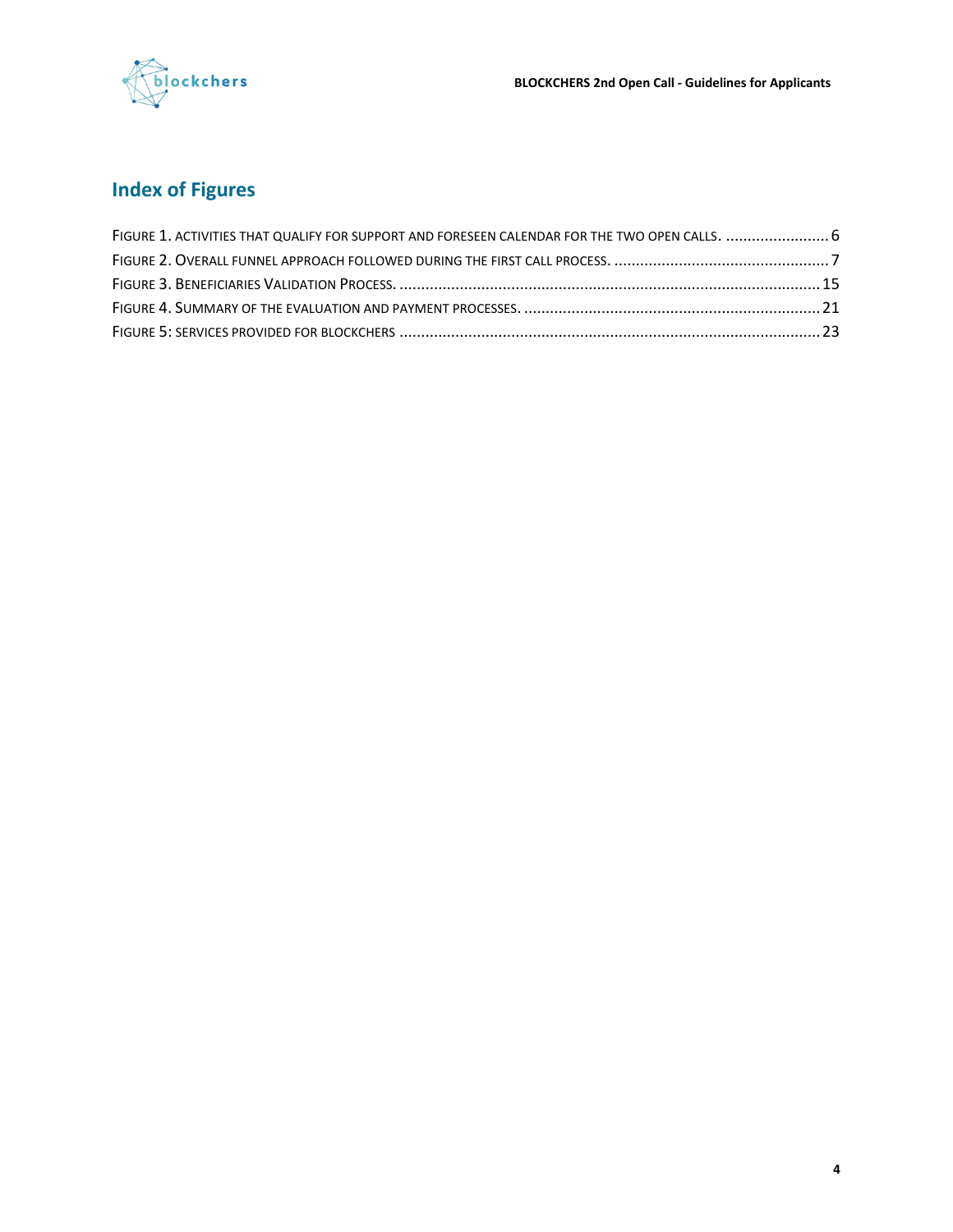## Index of Figures

Figure 1. Activities that qualify for support and foreseen calendar for the two open calls. ........................ 6

Figure 2. Overall funnel approach followed during the first call process. .................................................. 7

Figure 3. Beneficiaries Validation Process. .................................................................................................. 15

Figure 4. Summary of the evaluation and payment processes. ..................................................................... 21

Figure 5: services provided for BLOCKCHERS ................................................................................................. 23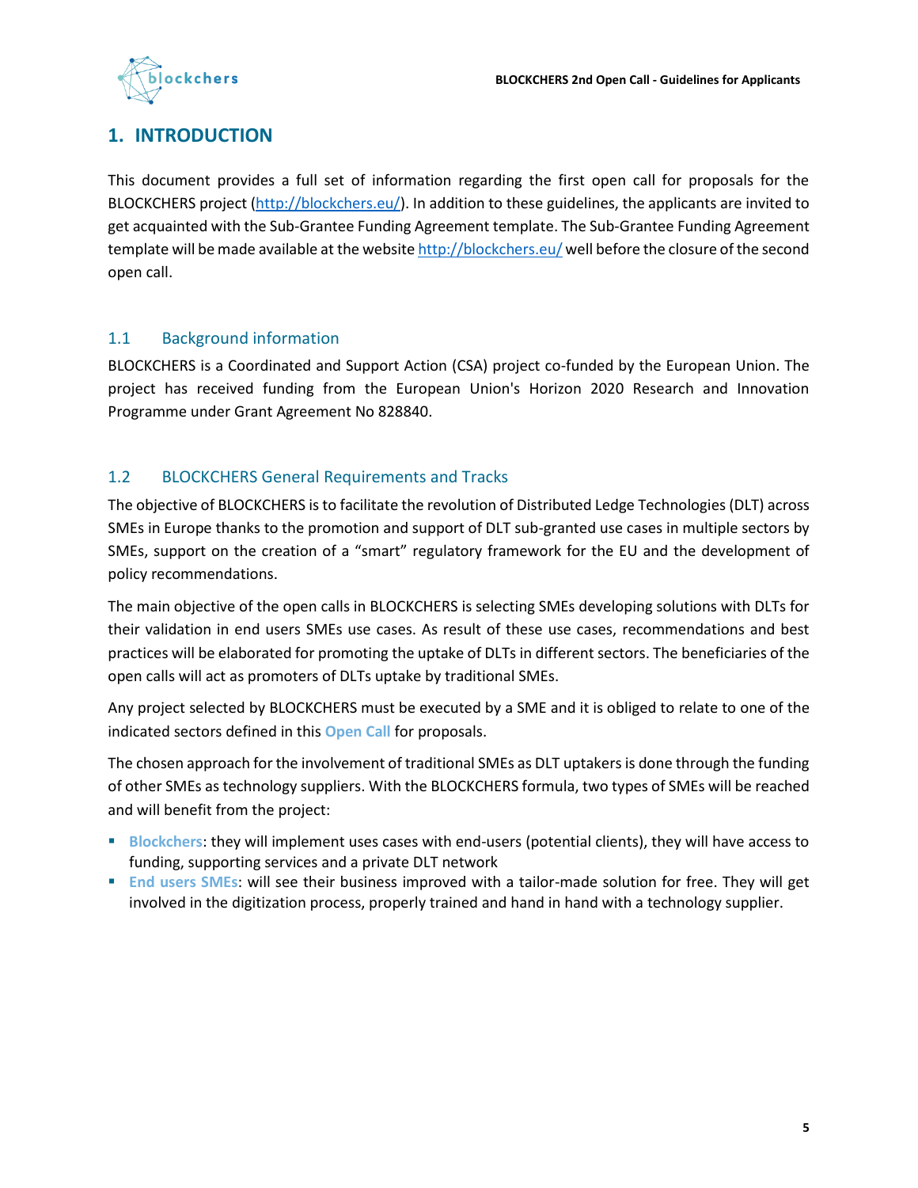# 1. INTRODUCTION

This document provides a full set of information regarding the first open call for proposals for the BLOCKCHERS project (http://blockchers.eu/). In addition to these guidelines, the applicants are invited to get acquainted with the Sub-Grantee Funding Agreement template. The Sub-Grantee Funding Agreement template will be made available at the website http://blockchers.eu/ well before the closure of the second open call.

## 1.1 Background information

BLOCKCHERS is a Coordinated and Support Action (CSA) project co-funded by the European Union. The project has received funding from the European Union's Horizon 2020 Research and Innovation Programme under Grant Agreement No 828840.

## 1.2 BLOCKCHERS General Requirements and Tracks

The objective of BLOCKCHERS is to facilitate the revolution of Distributed Ledge Technologies (DLT) across SMEs in Europe thanks to the promotion and support of DLT sub-granted use cases in multiple sectors by SMEs, support on the creation of a "smart" regulatory framework for the EU and the development of policy recommendations.

The main objective of the open calls in BLOCKCHERS is selecting SMEs developing solutions with DLTs for their validation in end users SMEs use cases. As result of these use cases, recommendations and best practices will be elaborated for promoting the uptake of DLTs in different sectors. The beneficiaries of the open calls will act as promoters of DLTs uptake by traditional SMEs.

Any project selected by BLOCKCHERS must be executed by a SME and it is obliged to relate to one of the indicated sectors defined in this **Open Call** for proposals.

The chosen approach for the involvement of traditional SMEs as DLT uptakers is done through the funding of other SMEs as technology suppliers. With the BLOCKCHERS formula, two types of SMEs will be reached and will benefit from the project:

- **Blockchers**: they will implement uses cases with end-users (potential clients), they will have access to funding, supporting services and a private DLT network
- **End users SMEs**: will see their business improved with a tailor-made solution for free. They will get involved in the digitization process, properly trained and hand in hand with a technology supplier.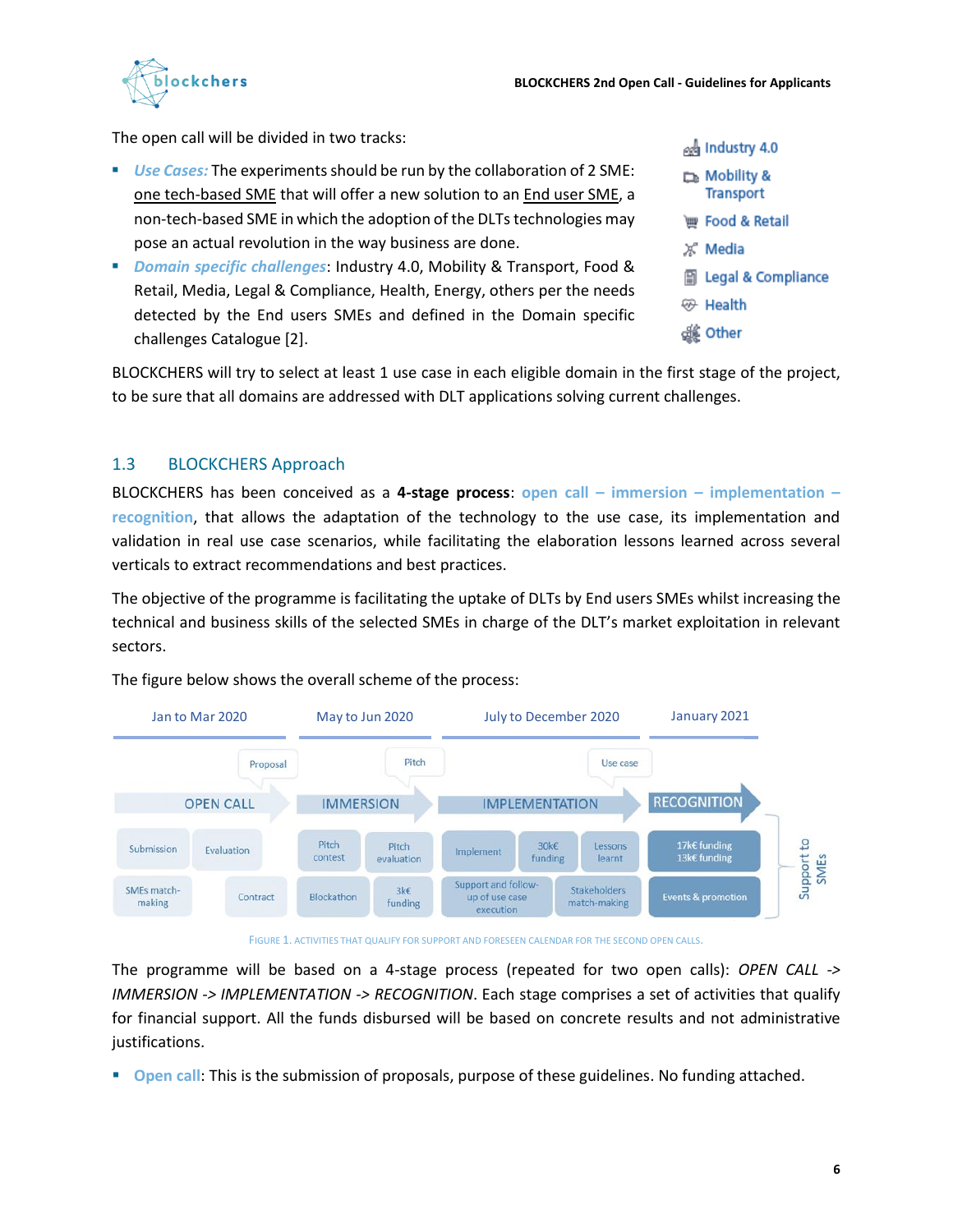The open call will be divided in two tracks:

- *Use Cases:* The experiments should be run by the collaboration of 2 SME: one tech-based SME that will offer a new solution to an End user SME, a non-tech-based SME in which the adoption of the DLTs technologies may pose an actual revolution in the way business are done.
- *Domain specific challenges*: Industry 4.0, Mobility & Transport, Food & Retail, Media, Legal & Compliance, Health, Energy, others per the needs detected by the End users SMEs and defined in the Domain specific challenges Catalogue [2].

Industry 4.0
Mobility & Transport
Food & Retail
Media
Legal & Compliance
Health
Other

BLOCKCHERS will try to select at least 1 use case in each eligible domain in the first stage of the project, to be sure that all domains are addressed with DLT applications solving current challenges.

## 1.3 BLOCKCHERS Approach

BLOCKCHERS has been conceived as a **4-stage process**: open call – immersion – implementation – recognition, that allows the adaptation of the technology to the use case, its implementation and validation in real use case scenarios, while facilitating the elaboration lessons learned across several verticals to extract recommendations and best practices.

The objective of the programme is facilitating the uptake of DLTs by End users SMEs whilst increasing the technical and business skills of the selected SMEs in charge of the DLT's market exploitation in relevant sectors.

The figure below shows the overall scheme of the process:

| Jan to Mar 2020 | May to Jun 2020 | July to December 2020 | January 2021 |
|---|---|---|---|
| Proposal | Pitch | Use case | |
| OPEN CALL | IMMERSION | IMPLEMENTATION | RECOGNITION |
| Submission, Evaluation, SMEs match-making, Contract | Pitch contest, Pitch evaluation, Blockathon, 3k€ funding | Implement, 30k€ funding, Lessons learnt, Support and follow-up of use case execution, Stakeholders match-making | 17k€ funding, 13k€ funding, Events & promotion (Support to SMEs) |

FIGURE 1. ACTIVITIES THAT QUALIFY FOR SUPPORT AND FORESEEN CALENDAR FOR THE SECOND OPEN CALLS.

The programme will be based on a 4-stage process (repeated for two open calls): *OPEN CALL -> IMMERSION -> IMPLEMENTATION -> RECOGNITION*. Each stage comprises a set of activities that qualify for financial support. All the funds disbursed will be based on concrete results and not administrative justifications.

- Open call: This is the submission of proposals, purpose of these guidelines. No funding attached.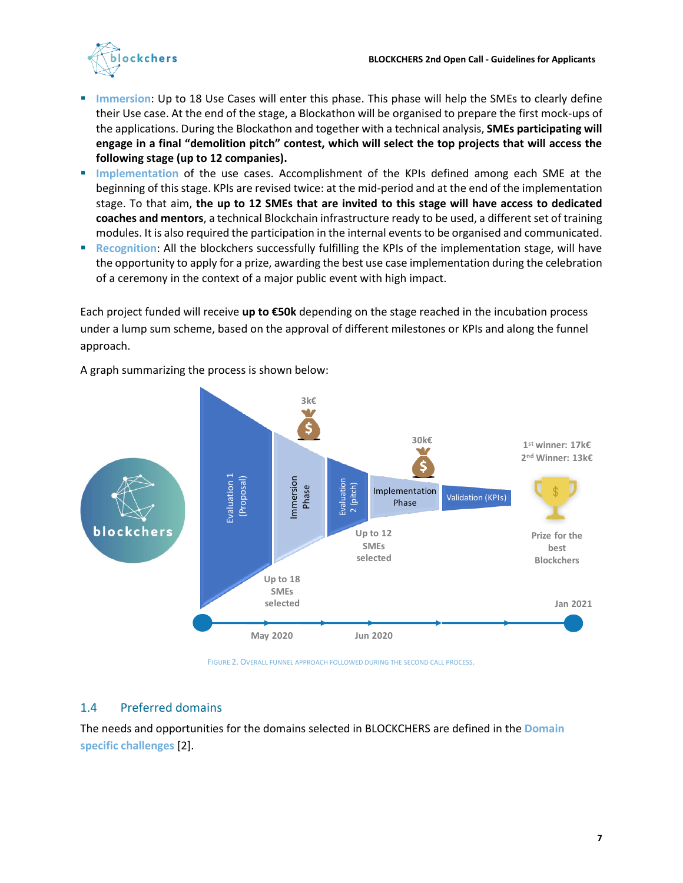- **Immersion**: Up to 18 Use Cases will enter this phase. This phase will help the SMEs to clearly define their Use case. At the end of the stage, a Blockathon will be organised to prepare the first mock-ups of the applications. During the Blockathon and together with a technical analysis, **SMEs participating will engage in a final "demolition pitch" contest, which will select the top projects that will access the following stage (up to 12 companies).**
- **Implementation** of the use cases. Accomplishment of the KPIs defined among each SME at the beginning of this stage. KPIs are revised twice: at the mid-period and at the end of the implementation stage. To that aim, **the up to 12 SMEs that are invited to this stage will have access to dedicated coaches and mentors**, a technical Blockchain infrastructure ready to be used, a different set of training modules. It is also required the participation in the internal events to be organised and communicated.
- **Recognition**: All the blockchers successfully fulfilling the KPIs of the implementation stage, will have the opportunity to apply for a prize, awarding the best use case implementation during the celebration of a ceremony in the context of a major public event with high impact.

Each project funded will receive **up to €50k** depending on the stage reached in the incubation process under a lump sum scheme, based on the approval of different milestones or KPIs and along the funnel approach.

A graph summarizing the process is shown below:

FIGURE 2. OVERALL FUNNEL APPROACH FOLLOWED DURING THE SECOND CALL PROCESS.

## 1.4 Preferred domains

The needs and opportunities for the domains selected in BLOCKCHERS are defined in the **Domain specific challenges** [2].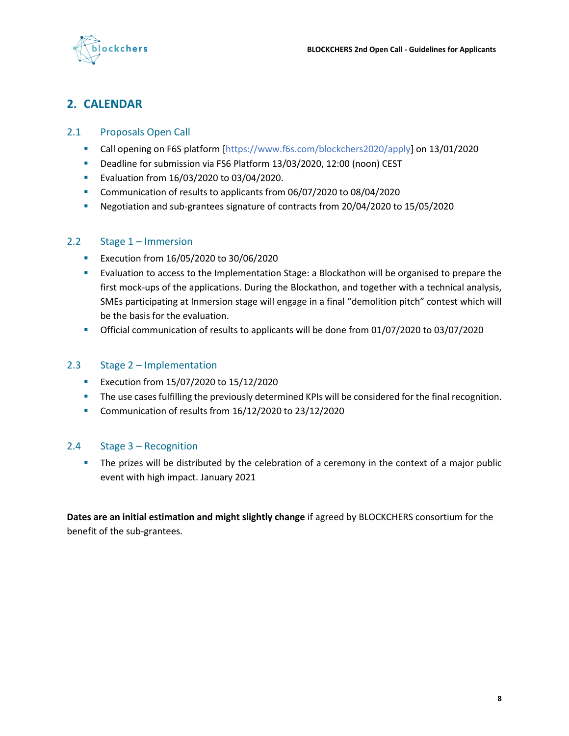## 2. CALENDAR

### 2.1 Proposals Open Call

- Call opening on F6S platform [https://www.f6s.com/blockchers2020/apply] on 13/01/2020
- Deadline for submission via FS6 Platform 13/03/2020, 12:00 (noon) CEST
- Evaluation from 16/03/2020 to 03/04/2020.
- Communication of results to applicants from 06/07/2020 to 08/04/2020
- Negotiation and sub-grantees signature of contracts from 20/04/2020 to 15/05/2020

### 2.2 Stage 1 – Immersion

- Execution from 16/05/2020 to 30/06/2020
- Evaluation to access to the Implementation Stage: a Blockathon will be organised to prepare the first mock-ups of the applications. During the Blockathon, and together with a technical analysis, SMEs participating at Inmersion stage will engage in a final "demolition pitch" contest which will be the basis for the evaluation.
- Official communication of results to applicants will be done from 01/07/2020 to 03/07/2020

### 2.3 Stage 2 – Implementation

- Execution from 15/07/2020 to 15/12/2020
- The use cases fulfilling the previously determined KPIs will be considered for the final recognition.
- Communication of results from 16/12/2020 to 23/12/2020

### 2.4 Stage 3 – Recognition

- The prizes will be distributed by the celebration of a ceremony in the context of a major public event with high impact. January 2021

**Dates are an initial estimation and might slightly change** if agreed by BLOCKCHERS consortium for the benefit of the sub-grantees.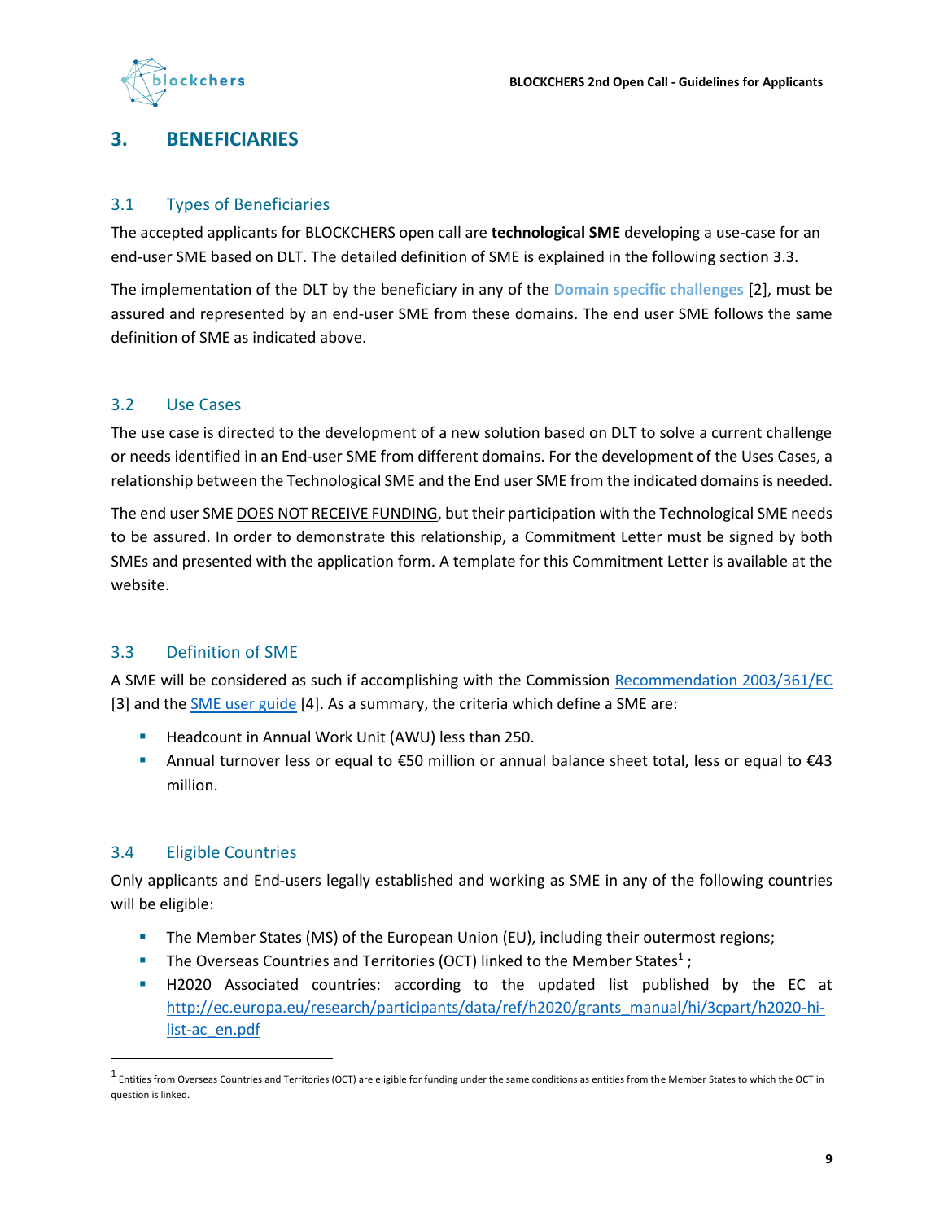# 3. BENEFICIARIES

## 3.1 Types of Beneficiaries

The accepted applicants for BLOCKCHERS open call are **technological SME** developing a use-case for an end-user SME based on DLT. The detailed definition of SME is explained in the following section 3.3.

The implementation of the DLT by the beneficiary in any of the **Domain specific challenges** [2], must be assured and represented by an end-user SME from these domains. The end user SME follows the same definition of SME as indicated above.

## 3.2 Use Cases

The use case is directed to the development of a new solution based on DLT to solve a current challenge or needs identified in an End-user SME from different domains. For the development of the Uses Cases, a relationship between the Technological SME and the End user SME from the indicated domains is needed.

The end user SME DOES NOT RECEIVE FUNDING, but their participation with the Technological SME needs to be assured. In order to demonstrate this relationship, a Commitment Letter must be signed by both SMEs and presented with the application form. A template for this Commitment Letter is available at the website.

## 3.3 Definition of SME

A SME will be considered as such if accomplishing with the Commission Recommendation 2003/361/EC [3] and the SME user guide [4]. As a summary, the criteria which define a SME are:

- Headcount in Annual Work Unit (AWU) less than 250.
- Annual turnover less or equal to €50 million or annual balance sheet total, less or equal to €43 million.

## 3.4 Eligible Countries

Only applicants and End-users legally established and working as SME in any of the following countries will be eligible:

- The Member States (MS) of the European Union (EU), including their outermost regions;
- The Overseas Countries and Territories (OCT) linked to the Member States[1] ;
- H2020 Associated countries: according to the updated list published by the EC at http://ec.europa.eu/research/participants/data/ref/h2020/grants_manual/hi/3cpart/h2020-hi-list-ac_en.pdf

[1] Entities from Overseas Countries and Territories (OCT) are eligible for funding under the same conditions as entities from the Member States to which the OCT in question is linked.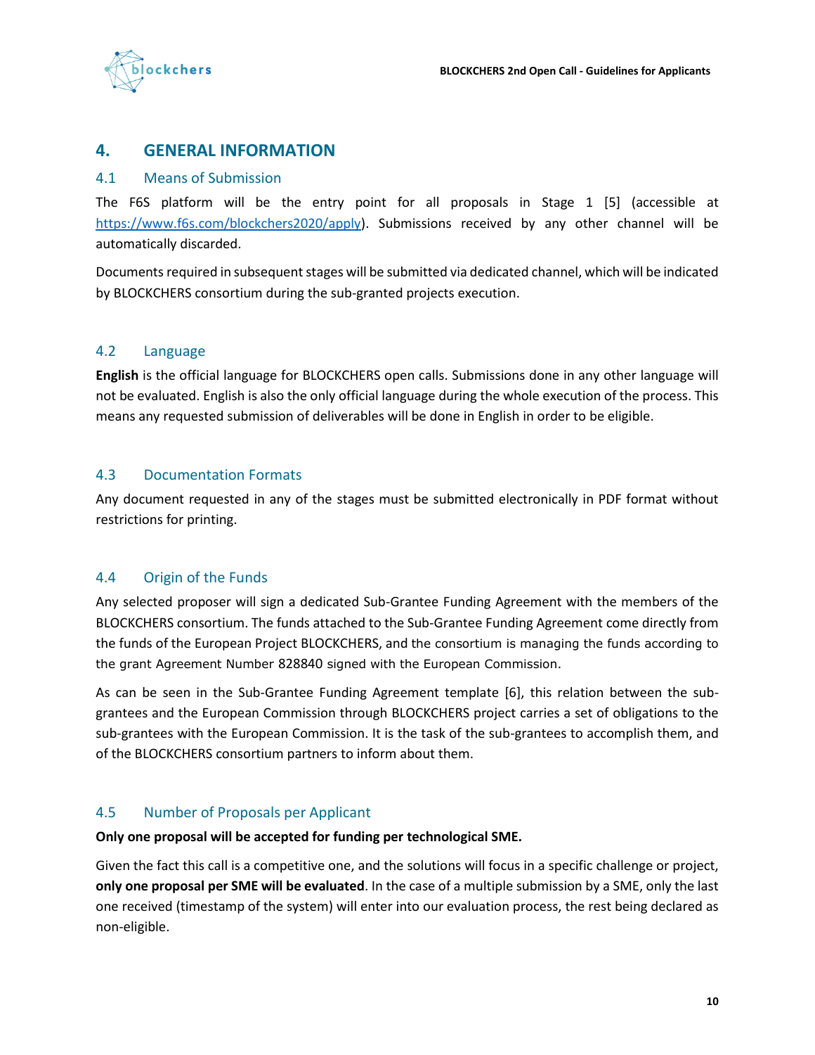# 4. GENERAL INFORMATION

## 4.1 Means of Submission

The F6S platform will be the entry point for all proposals in Stage 1 [5] (accessible at https://www.f6s.com/blockchers2020/apply). Submissions received by any other channel will be automatically discarded.

Documents required in subsequent stages will be submitted via dedicated channel, which will be indicated by BLOCKCHERS consortium during the sub-granted projects execution.

## 4.2 Language

**English** is the official language for BLOCKCHERS open calls. Submissions done in any other language will not be evaluated. English is also the only official language during the whole execution of the process. This means any requested submission of deliverables will be done in English in order to be eligible.

## 4.3 Documentation Formats

Any document requested in any of the stages must be submitted electronically in PDF format without restrictions for printing.

## 4.4 Origin of the Funds

Any selected proposer will sign a dedicated Sub-Grantee Funding Agreement with the members of the BLOCKCHERS consortium. The funds attached to the Sub-Grantee Funding Agreement come directly from the funds of the European Project BLOCKCHERS, and the consortium is managing the funds according to the grant Agreement Number 828840 signed with the European Commission.

As can be seen in the Sub-Grantee Funding Agreement template [6], this relation between the sub-grantees and the European Commission through BLOCKCHERS project carries a set of obligations to the sub-grantees with the European Commission. It is the task of the sub-grantees to accomplish them, and of the BLOCKCHERS consortium partners to inform about them.

## 4.5 Number of Proposals per Applicant

**Only one proposal will be accepted for funding per technological SME.**

Given the fact this call is a competitive one, and the solutions will focus in a specific challenge or project, **only one proposal per SME will be evaluated**. In the case of a multiple submission by a SME, only the last one received (timestamp of the system) will enter into our evaluation process, the rest being declared as non-eligible.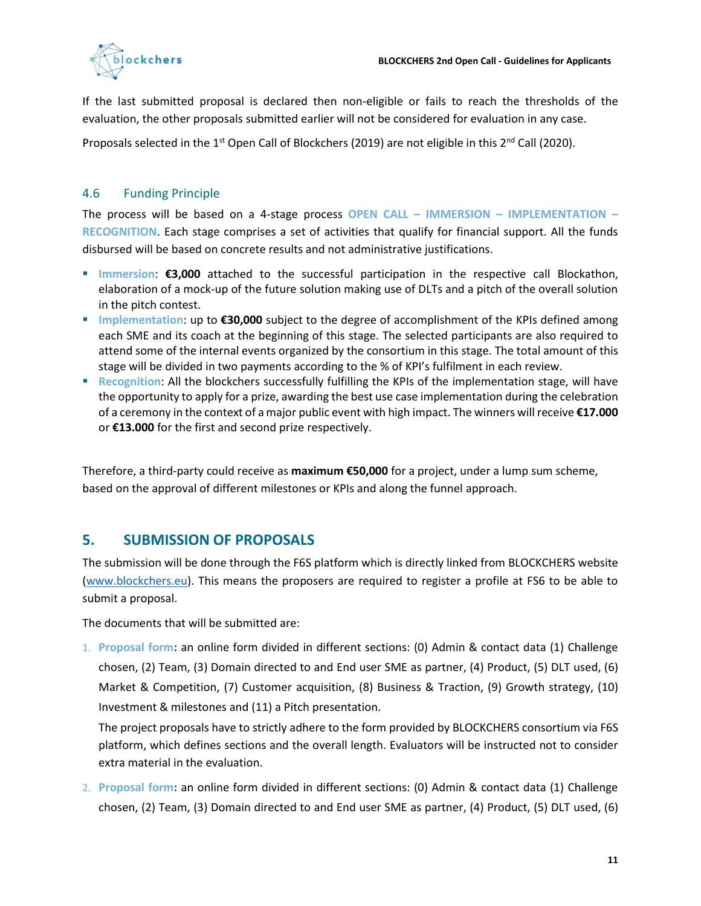If the last submitted proposal is declared then non-eligible or fails to reach the thresholds of the evaluation, the other proposals submitted earlier will not be considered for evaluation in any case.

Proposals selected in the 1st Open Call of Blockchers (2019) are not eligible in this 2nd Call (2020).

### 4.6 Funding Principle

The process will be based on a 4-stage process **OPEN CALL – IMMERSION – IMPLEMENTATION – RECOGNITION**. Each stage comprises a set of activities that qualify for financial support. All the funds disbursed will be based on concrete results and not administrative justifications.

- **Immersion**: **€3,000** attached to the successful participation in the respective call Blockathon, elaboration of a mock-up of the future solution making use of DLTs and a pitch of the overall solution in the pitch contest.
- **Implementation**: up to **€30,000** subject to the degree of accomplishment of the KPIs defined among each SME and its coach at the beginning of this stage. The selected participants are also required to attend some of the internal events organized by the consortium in this stage. The total amount of this stage will be divided in two payments according to the % of KPI's fulfilment in each review.
- **Recognition**: All the blockchers successfully fulfilling the KPIs of the implementation stage, will have the opportunity to apply for a prize, awarding the best use case implementation during the celebration of a ceremony in the context of a major public event with high impact. The winners will receive **€17.000** or **€13.000** for the first and second prize respectively.

Therefore, a third-party could receive as **maximum €50,000** for a project, under a lump sum scheme, based on the approval of different milestones or KPIs and along the funnel approach.

## 5. SUBMISSION OF PROPOSALS

The submission will be done through the F6S platform which is directly linked from BLOCKCHERS website (www.blockchers.eu). This means the proposers are required to register a profile at FS6 to be able to submit a proposal.

The documents that will be submitted are:

1. **Proposal form:** an online form divided in different sections: (0) Admin & contact data (1) Challenge chosen, (2) Team, (3) Domain directed to and End user SME as partner, (4) Product, (5) DLT used, (6) Market & Competition, (7) Customer acquisition, (8) Business & Traction, (9) Growth strategy, (10) Investment & milestones and (11) a Pitch presentation.

   The project proposals have to strictly adhere to the form provided by BLOCKCHERS consortium via F6S platform, which defines sections and the overall length. Evaluators will be instructed not to consider extra material in the evaluation.

2. **Proposal form:** an online form divided in different sections: (0) Admin & contact data (1) Challenge chosen, (2) Team, (3) Domain directed to and End user SME as partner, (4) Product, (5) DLT used, (6)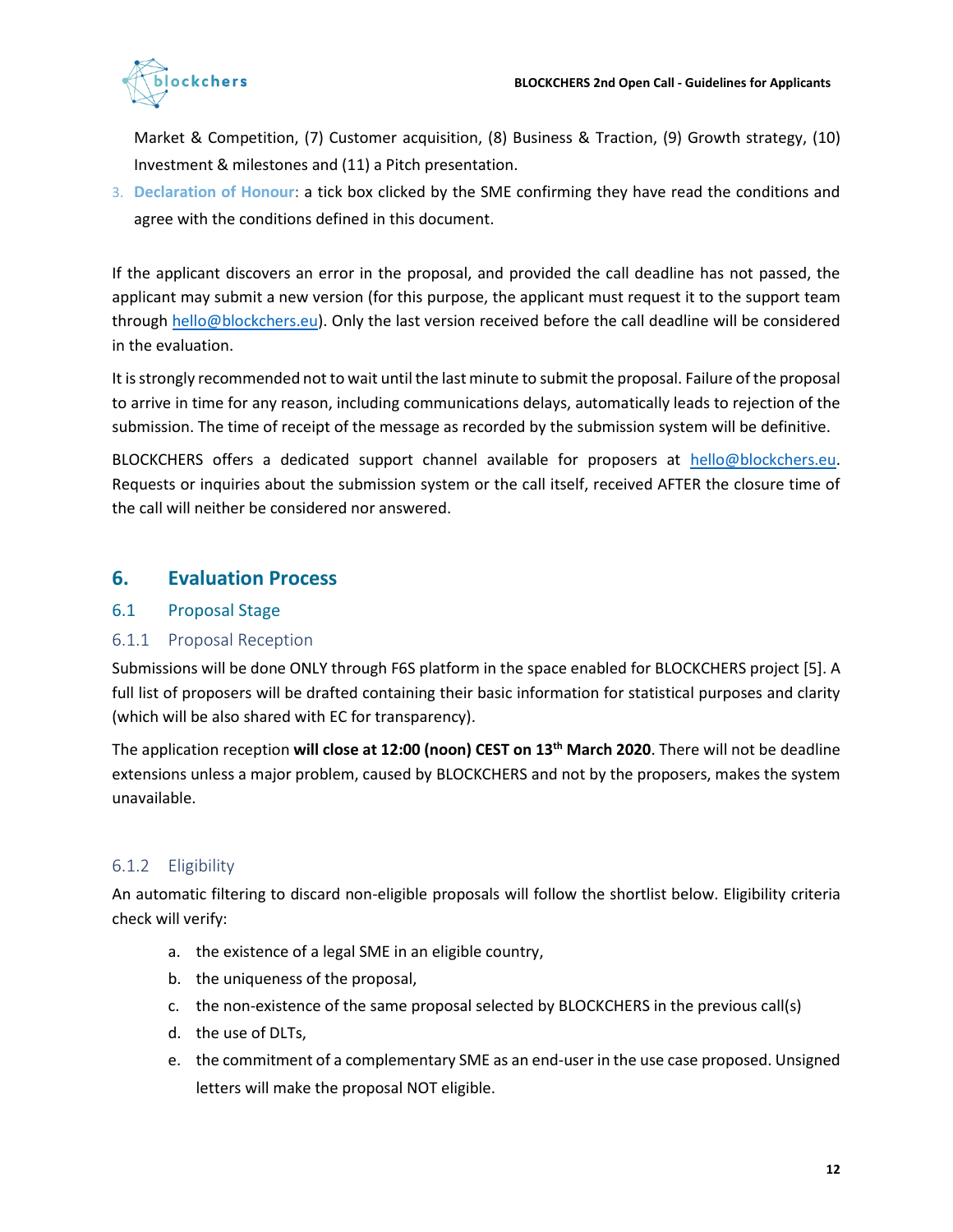Market & Competition, (7) Customer acquisition, (8) Business & Traction, (9) Growth strategy, (10) Investment & milestones and (11) a Pitch presentation.

3. **Declaration of Honour**: a tick box clicked by the SME confirming they have read the conditions and agree with the conditions defined in this document.

If the applicant discovers an error in the proposal, and provided the call deadline has not passed, the applicant may submit a new version (for this purpose, the applicant must request it to the support team through hello@blockchers.eu). Only the last version received before the call deadline will be considered in the evaluation.

It is strongly recommended not to wait until the last minute to submit the proposal. Failure of the proposal to arrive in time for any reason, including communications delays, automatically leads to rejection of the submission. The time of receipt of the message as recorded by the submission system will be definitive.

BLOCKCHERS offers a dedicated support channel available for proposers at hello@blockchers.eu. Requests or inquiries about the submission system or the call itself, received AFTER the closure time of the call will neither be considered nor answered.

# 6. Evaluation Process

## 6.1 Proposal Stage

### 6.1.1 Proposal Reception

Submissions will be done ONLY through F6S platform in the space enabled for BLOCKCHERS project [5]. A full list of proposers will be drafted containing their basic information for statistical purposes and clarity (which will be also shared with EC for transparency).

The application reception **will close at 12:00 (noon) CEST on 13th March 2020**. There will not be deadline extensions unless a major problem, caused by BLOCKCHERS and not by the proposers, makes the system unavailable.

### 6.1.2 Eligibility

An automatic filtering to discard non-eligible proposals will follow the shortlist below. Eligibility criteria check will verify:

a. the existence of a legal SME in an eligible country,
b. the uniqueness of the proposal,
c. the non-existence of the same proposal selected by BLOCKCHERS in the previous call(s)
d. the use of DLTs,
e. the commitment of a complementary SME as an end-user in the use case proposed. Unsigned letters will make the proposal NOT eligible.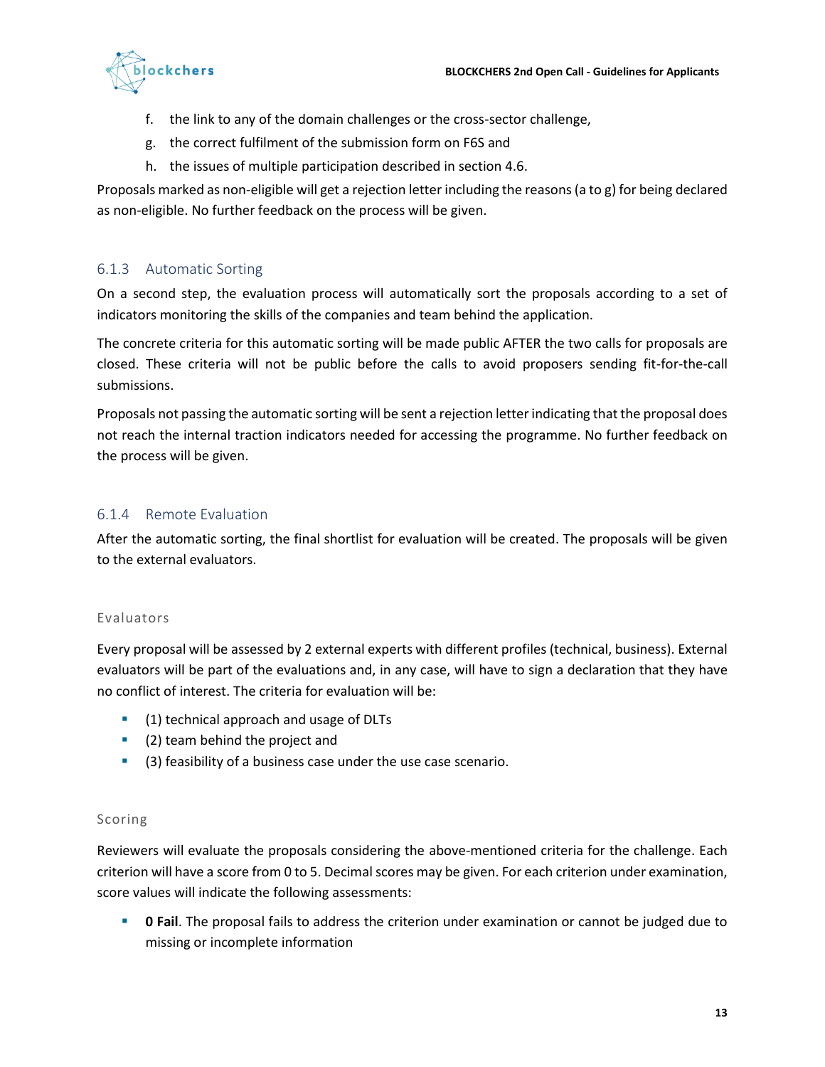f. the link to any of the domain challenges or the cross-sector challenge,

g. the correct fulfilment of the submission form on F6S and

h. the issues of multiple participation described in section 4.6.

Proposals marked as non-eligible will get a rejection letter including the reasons (a to g) for being declared as non-eligible. No further feedback on the process will be given.

### 6.1.3 Automatic Sorting

On a second step, the evaluation process will automatically sort the proposals according to a set of indicators monitoring the skills of the companies and team behind the application.

The concrete criteria for this automatic sorting will be made public AFTER the two calls for proposals are closed. These criteria will not be public before the calls to avoid proposers sending fit-for-the-call submissions.

Proposals not passing the automatic sorting will be sent a rejection letter indicating that the proposal does not reach the internal traction indicators needed for accessing the programme. No further feedback on the process will be given.

### 6.1.4 Remote Evaluation

After the automatic sorting, the final shortlist for evaluation will be created. The proposals will be given to the external evaluators.

#### Evaluators

Every proposal will be assessed by 2 external experts with different profiles (technical, business). External evaluators will be part of the evaluations and, in any case, will have to sign a declaration that they have no conflict of interest. The criteria for evaluation will be:

- (1) technical approach and usage of DLTs
- (2) team behind the project and
- (3) feasibility of a business case under the use case scenario.

#### Scoring

Reviewers will evaluate the proposals considering the above-mentioned criteria for the challenge. Each criterion will have a score from 0 to 5. Decimal scores may be given. For each criterion under examination, score values will indicate the following assessments:

- **0 Fail**. The proposal fails to address the criterion under examination or cannot be judged due to missing or incomplete information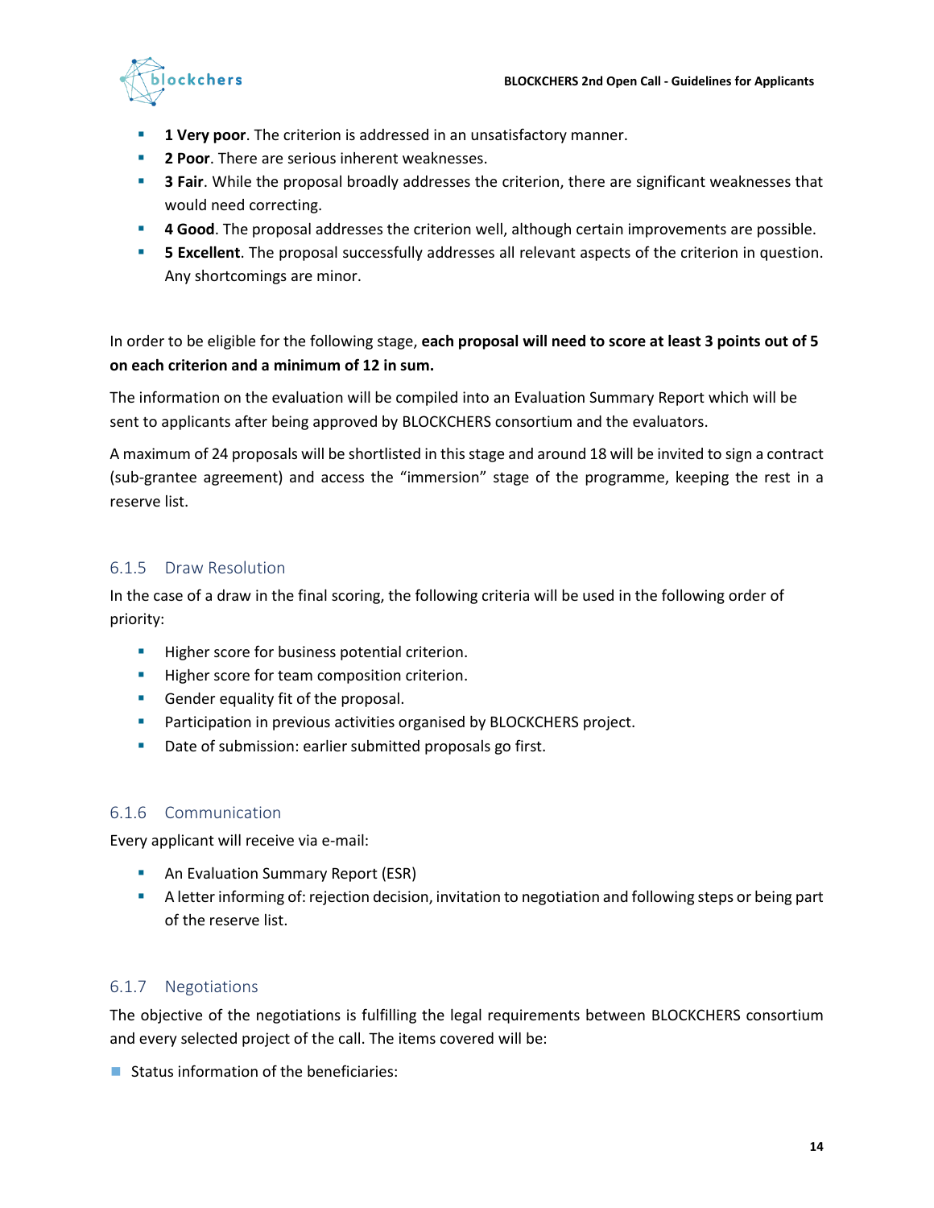- **1 Very poor**. The criterion is addressed in an unsatisfactory manner.
- **2 Poor**. There are serious inherent weaknesses.
- **3 Fair**. While the proposal broadly addresses the criterion, there are significant weaknesses that would need correcting.
- **4 Good**. The proposal addresses the criterion well, although certain improvements are possible.
- **5 Excellent**. The proposal successfully addresses all relevant aspects of the criterion in question. Any shortcomings are minor.

In order to be eligible for the following stage, **each proposal will need to score at least 3 points out of 5 on each criterion and a minimum of 12 in sum.**

The information on the evaluation will be compiled into an Evaluation Summary Report which will be sent to applicants after being approved by BLOCKCHERS consortium and the evaluators.

A maximum of 24 proposals will be shortlisted in this stage and around 18 will be invited to sign a contract (sub-grantee agreement) and access the "immersion" stage of the programme, keeping the rest in a reserve list.

### 6.1.5 Draw Resolution

In the case of a draw in the final scoring, the following criteria will be used in the following order of priority:

- Higher score for business potential criterion.
- Higher score for team composition criterion.
- Gender equality fit of the proposal.
- Participation in previous activities organised by BLOCKCHERS project.
- Date of submission: earlier submitted proposals go first.

### 6.1.6 Communication

Every applicant will receive via e-mail:

- An Evaluation Summary Report (ESR)
- A letter informing of: rejection decision, invitation to negotiation and following steps or being part of the reserve list.

### 6.1.7 Negotiations

The objective of the negotiations is fulfilling the legal requirements between BLOCKCHERS consortium and every selected project of the call. The items covered will be:

- Status information of the beneficiaries: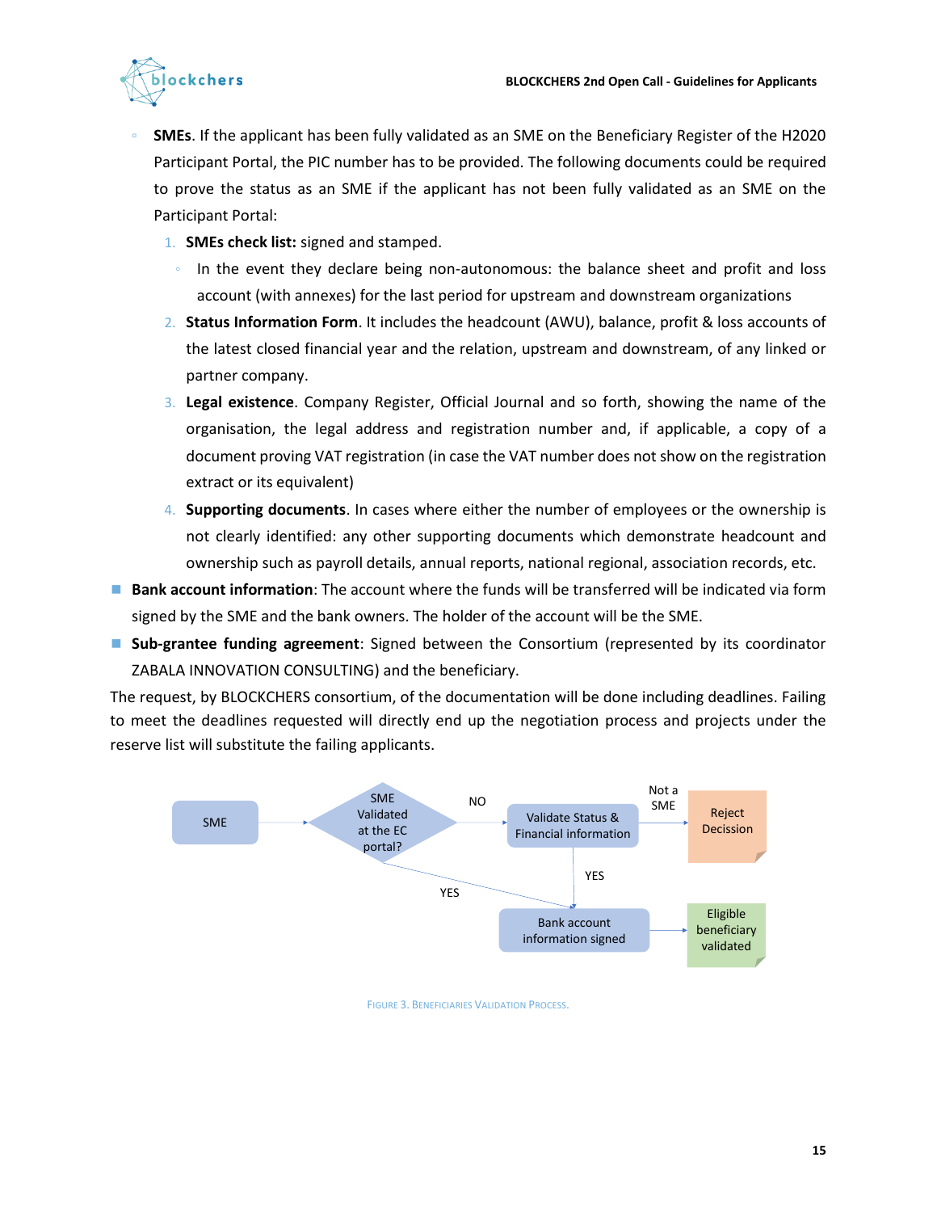- **SMEs**. If the applicant has been fully validated as an SME on the Beneficiary Register of the H2020 Participant Portal, the PIC number has to be provided. The following documents could be required to prove the status as an SME if the applicant has not been fully validated as an SME on the Participant Portal:
    1. **SMEs check list:** signed and stamped.
        - In the event they declare being non-autonomous: the balance sheet and profit and loss account (with annexes) for the last period for upstream and downstream organizations
    2. **Status Information Form**. It includes the headcount (AWU), balance, profit & loss accounts of the latest closed financial year and the relation, upstream and downstream, of any linked or partner company.
    3. **Legal existence**. Company Register, Official Journal and so forth, showing the name of the organisation, the legal address and registration number and, if applicable, a copy of a document proving VAT registration (in case the VAT number does not show on the registration extract or its equivalent)
    4. **Supporting documents**. In cases where either the number of employees or the ownership is not clearly identified: any other supporting documents which demonstrate headcount and ownership such as payroll details, annual reports, national regional, association records, etc.

- **Bank account information**: The account where the funds will be transferred will be indicated via form signed by the SME and the bank owners. The holder of the account will be the SME.
- **Sub-grantee funding agreement**: Signed between the Consortium (represented by its coordinator ZABALA INNOVATION CONSULTING) and the beneficiary.

The request, by BLOCKCHERS consortium, of the documentation will be done including deadlines. Failing to meet the deadlines requested will directly end up the negotiation process and projects under the reserve list will substitute the failing applicants.

SME → SME Validated at the EC portal? — NO → Validate Status & Financial information — Not a SME → Reject Decission

SME Validated at the EC portal? — YES → Bank account information signed → Eligible beneficiary validated

Validate Status & Financial information — YES → Bank account information signed

Figure 3. Beneficiaries Validation Process.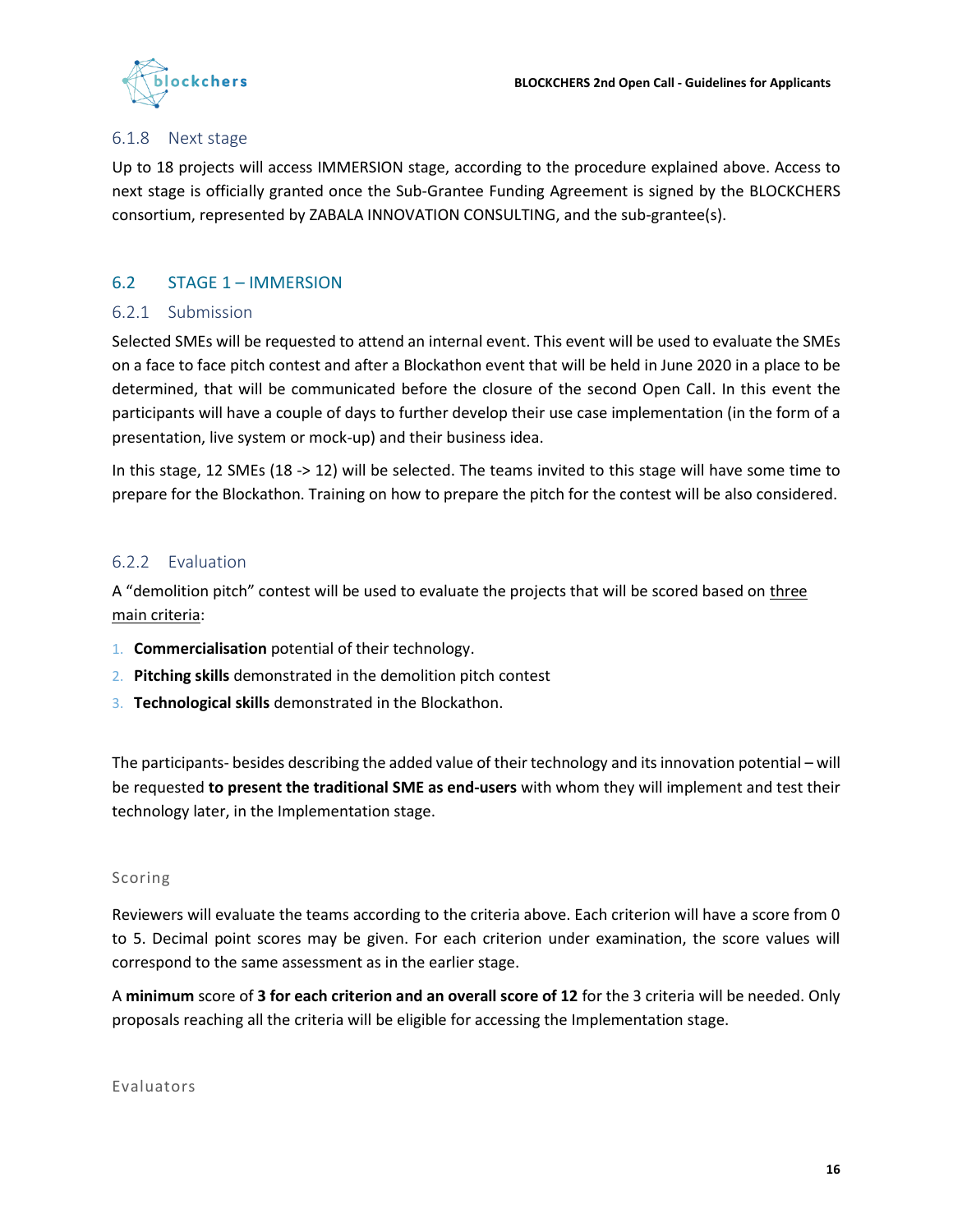#### 6.1.8 Next stage

Up to 18 projects will access IMMERSION stage, according to the procedure explained above. Access to next stage is officially granted once the Sub-Grantee Funding Agreement is signed by the BLOCKCHERS consortium, represented by ZABALA INNOVATION CONSULTING, and the sub-grantee(s).

### 6.2 STAGE 1 – IMMERSION

#### 6.2.1 Submission

Selected SMEs will be requested to attend an internal event. This event will be used to evaluate the SMEs on a face to face pitch contest and after a Blockathon event that will be held in June 2020 in a place to be determined, that will be communicated before the closure of the second Open Call. In this event the participants will have a couple of days to further develop their use case implementation (in the form of a presentation, live system or mock-up) and their business idea.

In this stage, 12 SMEs (18 -> 12) will be selected. The teams invited to this stage will have some time to prepare for the Blockathon. Training on how to prepare the pitch for the contest will be also considered.

#### 6.2.2 Evaluation

A "demolition pitch" contest will be used to evaluate the projects that will be scored based on three main criteria:

1. **Commercialisation** potential of their technology.
2. **Pitching skills** demonstrated in the demolition pitch contest
3. **Technological skills** demonstrated in the Blockathon.

The participants- besides describing the added value of their technology and its innovation potential – will be requested **to present the traditional SME as end-users** with whom they will implement and test their technology later, in the Implementation stage.

##### Scoring

Reviewers will evaluate the teams according to the criteria above. Each criterion will have a score from 0 to 5. Decimal point scores may be given. For each criterion under examination, the score values will correspond to the same assessment as in the earlier stage.

A **minimum** score of **3 for each criterion and an overall score of 12** for the 3 criteria will be needed. Only proposals reaching all the criteria will be eligible for accessing the Implementation stage.

##### Evaluators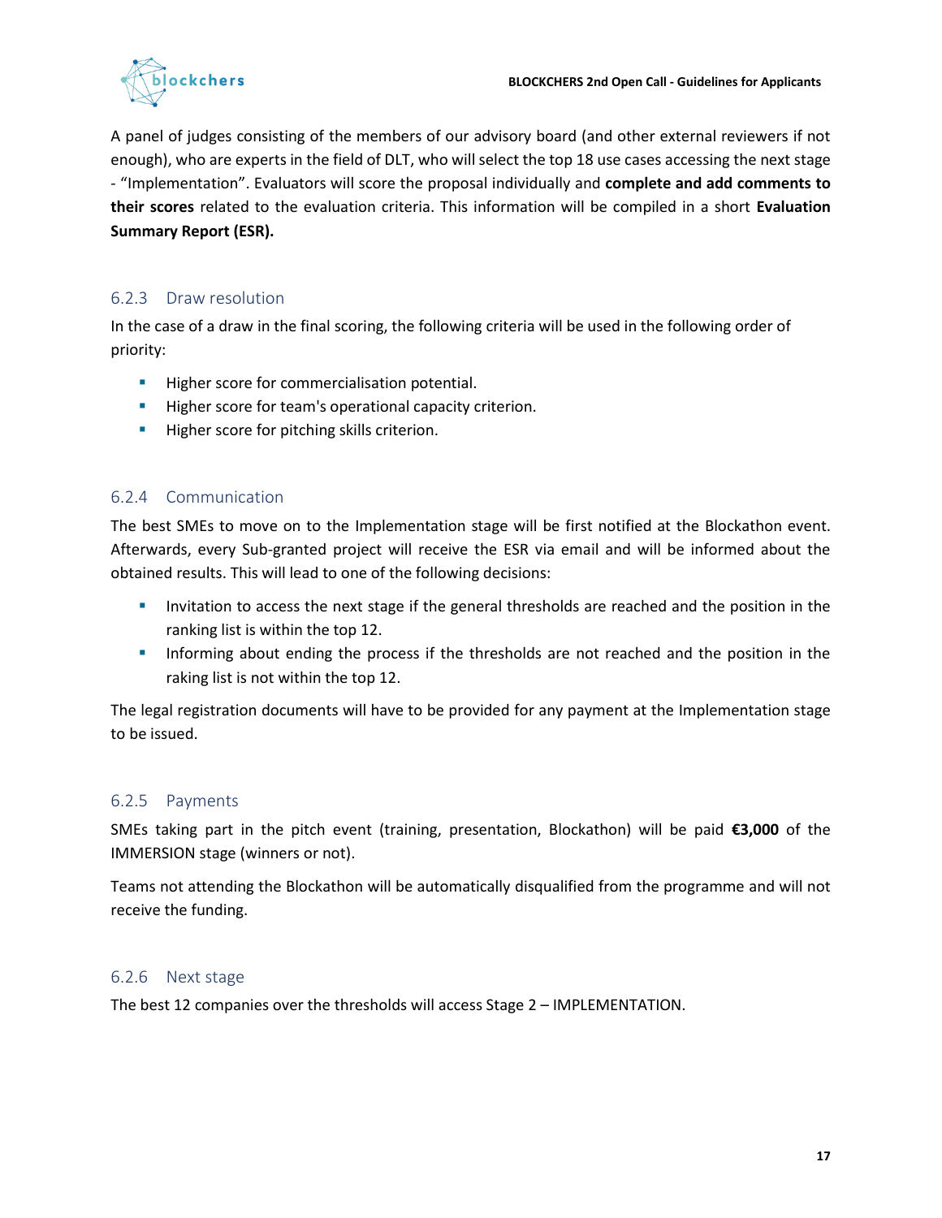A panel of judges consisting of the members of our advisory board (and other external reviewers if not enough), who are experts in the field of DLT, who will select the top 18 use cases accessing the next stage - “Implementation”. Evaluators will score the proposal individually and **complete and add comments to their scores** related to the evaluation criteria. This information will be compiled in a short **Evaluation Summary Report (ESR).**

### 6.2.3 Draw resolution

In the case of a draw in the final scoring, the following criteria will be used in the following order of priority:

- Higher score for commercialisation potential.
- Higher score for team's operational capacity criterion.
- Higher score for pitching skills criterion.

### 6.2.4 Communication

The best SMEs to move on to the Implementation stage will be first notified at the Blockathon event. Afterwards, every Sub-granted project will receive the ESR via email and will be informed about the obtained results. This will lead to one of the following decisions:

- Invitation to access the next stage if the general thresholds are reached and the position in the ranking list is within the top 12.
- Informing about ending the process if the thresholds are not reached and the position in the raking list is not within the top 12.

The legal registration documents will have to be provided for any payment at the Implementation stage to be issued.

### 6.2.5 Payments

SMEs taking part in the pitch event (training, presentation, Blockathon) will be paid **€3,000** of the IMMERSION stage (winners or not).

Teams not attending the Blockathon will be automatically disqualified from the programme and will not receive the funding.

### 6.2.6 Next stage

The best 12 companies over the thresholds will access Stage 2 – IMPLEMENTATION.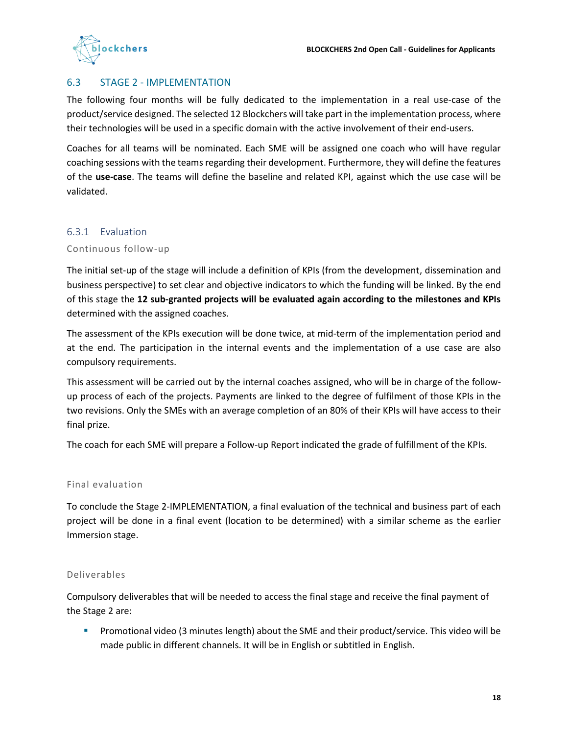## 6.3 STAGE 2 - IMPLEMENTATION

The following four months will be fully dedicated to the implementation in a real use-case of the product/service designed. The selected 12 Blockchers will take part in the implementation process, where their technologies will be used in a specific domain with the active involvement of their end-users.

Coaches for all teams will be nominated. Each SME will be assigned one coach who will have regular coaching sessions with the teams regarding their development. Furthermore, they will define the features of the **use-case**. The teams will define the baseline and related KPI, against which the use case will be validated.

### 6.3.1 Evaluation

#### Continuous follow-up

The initial set-up of the stage will include a definition of KPIs (from the development, dissemination and business perspective) to set clear and objective indicators to which the funding will be linked. By the end of this stage the **12 sub-granted projects will be evaluated again according to the milestones and KPIs** determined with the assigned coaches.

The assessment of the KPIs execution will be done twice, at mid-term of the implementation period and at the end. The participation in the internal events and the implementation of a use case are also compulsory requirements.

This assessment will be carried out by the internal coaches assigned, who will be in charge of the follow-up process of each of the projects. Payments are linked to the degree of fulfilment of those KPIs in the two revisions. Only the SMEs with an average completion of an 80% of their KPIs will have access to their final prize.

The coach for each SME will prepare a Follow-up Report indicated the grade of fulfillment of the KPIs.

#### Final evaluation

To conclude the Stage 2-IMPLEMENTATION, a final evaluation of the technical and business part of each project will be done in a final event (location to be determined) with a similar scheme as the earlier Immersion stage.

#### Deliverables

Compulsory deliverables that will be needed to access the final stage and receive the final payment of the Stage 2 are:

- Promotional video (3 minutes length) about the SME and their product/service. This video will be made public in different channels. It will be in English or subtitled in English.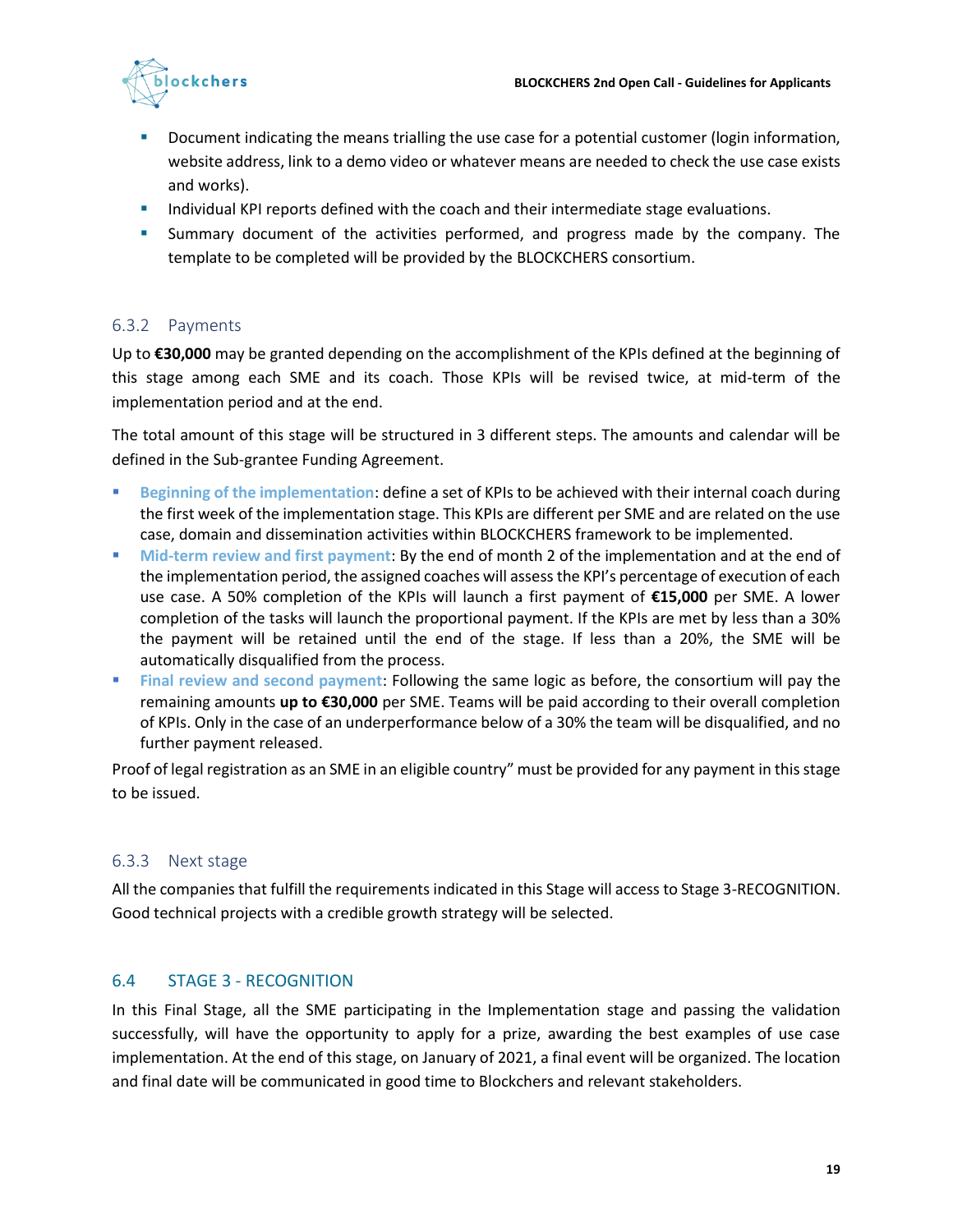- Document indicating the means trialling the use case for a potential customer (login information, website address, link to a demo video or whatever means are needed to check the use case exists and works).
- Individual KPI reports defined with the coach and their intermediate stage evaluations.
- Summary document of the activities performed, and progress made by the company. The template to be completed will be provided by the BLOCKCHERS consortium.

### 6.3.2 Payments

Up to **€30,000** may be granted depending on the accomplishment of the KPIs defined at the beginning of this stage among each SME and its coach. Those KPIs will be revised twice, at mid-term of the implementation period and at the end.

The total amount of this stage will be structured in 3 different steps. The amounts and calendar will be defined in the Sub-grantee Funding Agreement.

- **Beginning of the implementation**: define a set of KPIs to be achieved with their internal coach during the first week of the implementation stage. This KPIs are different per SME and are related on the use case, domain and dissemination activities within BLOCKCHERS framework to be implemented.
- **Mid-term review and first payment**: By the end of month 2 of the implementation and at the end of the implementation period, the assigned coaches will assess the KPI's percentage of execution of each use case. A 50% completion of the KPIs will launch a first payment of **€15,000** per SME. A lower completion of the tasks will launch the proportional payment. If the KPIs are met by less than a 30% the payment will be retained until the end of the stage. If less than a 20%, the SME will be automatically disqualified from the process.
- **Final review and second payment**: Following the same logic as before, the consortium will pay the remaining amounts **up to €30,000** per SME. Teams will be paid according to their overall completion of KPIs. Only in the case of an underperformance below of a 30% the team will be disqualified, and no further payment released.

Proof of legal registration as an SME in an eligible country" must be provided for any payment in this stage to be issued.

### 6.3.3 Next stage

All the companies that fulfill the requirements indicated in this Stage will access to Stage 3-RECOGNITION. Good technical projects with a credible growth strategy will be selected.

## 6.4 STAGE 3 - RECOGNITION

In this Final Stage, all the SME participating in the Implementation stage and passing the validation successfully, will have the opportunity to apply for a prize, awarding the best examples of use case implementation. At the end of this stage, on January of 2021, a final event will be organized. The location and final date will be communicated in good time to Blockchers and relevant stakeholders.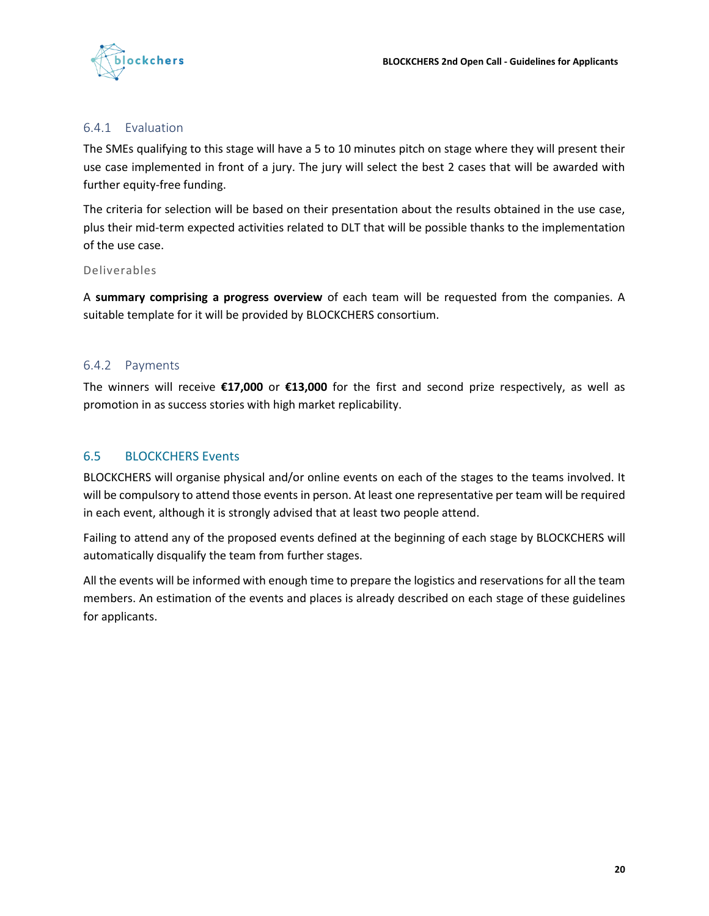#### 6.4.1 Evaluation

The SMEs qualifying to this stage will have a 5 to 10 minutes pitch on stage where they will present their use case implemented in front of a jury. The jury will select the best 2 cases that will be awarded with further equity-free funding.

The criteria for selection will be based on their presentation about the results obtained in the use case, plus their mid-term expected activities related to DLT that will be possible thanks to the implementation of the use case.

Deliverables

A **summary comprising a progress overview** of each team will be requested from the companies. A suitable template for it will be provided by BLOCKCHERS consortium.

#### 6.4.2 Payments

The winners will receive **€17,000** or **€13,000** for the first and second prize respectively, as well as promotion in as success stories with high market replicability.

### 6.5 BLOCKCHERS Events

BLOCKCHERS will organise physical and/or online events on each of the stages to the teams involved. It will be compulsory to attend those events in person. At least one representative per team will be required in each event, although it is strongly advised that at least two people attend.

Failing to attend any of the proposed events defined at the beginning of each stage by BLOCKCHERS will automatically disqualify the team from further stages.

All the events will be informed with enough time to prepare the logistics and reservations for all the team members. An estimation of the events and places is already described on each stage of these guidelines for applicants.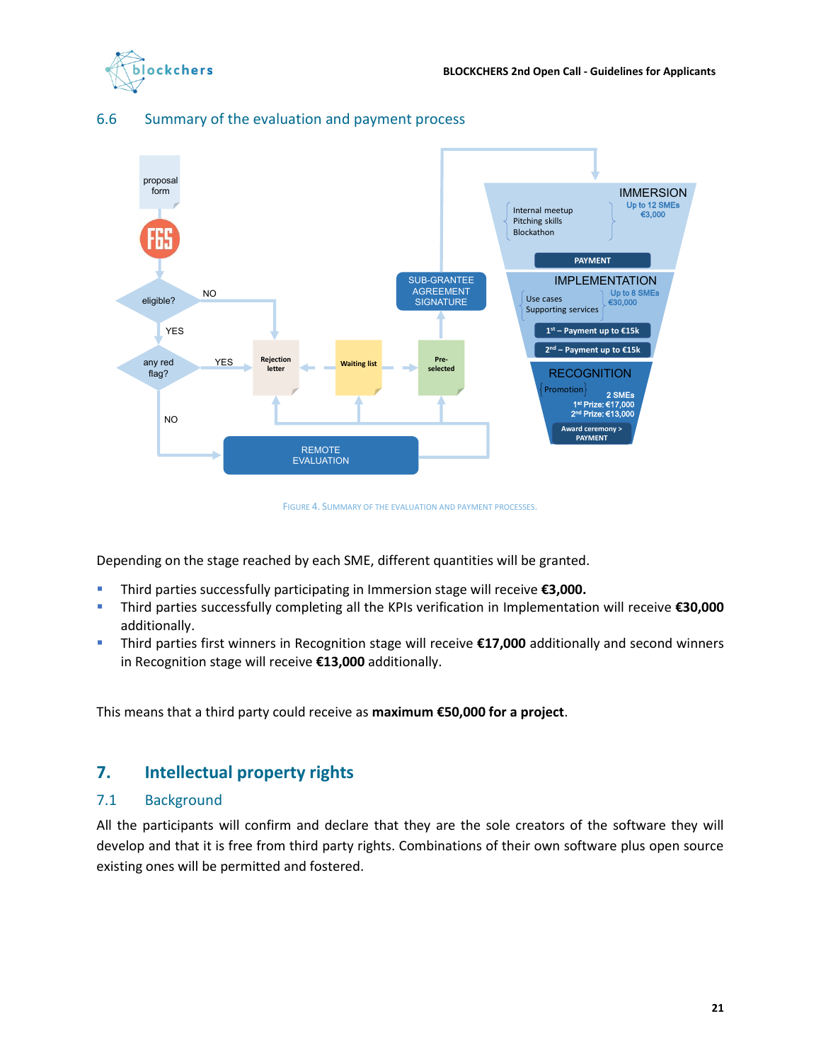## 6.6 Summary of the evaluation and payment process

FIGURE 4. SUMMARY OF THE EVALUATION AND PAYMENT PROCESSES.

Depending on the stage reached by each SME, different quantities will be granted.

- Third parties successfully participating in Immersion stage will receive **€3,000.**
- Third parties successfully completing all the KPIs verification in Implementation will receive **€30,000** additionally.
- Third parties first winners in Recognition stage will receive **€17,000** additionally and second winners in Recognition stage will receive **€13,000** additionally.

This means that a third party could receive as **maximum €50,000 for a project**.

# 7. Intellectual property rights

## 7.1 Background

All the participants will confirm and declare that they are the sole creators of the software they will develop and that it is free from third party rights. Combinations of their own software plus open source existing ones will be permitted and fostered.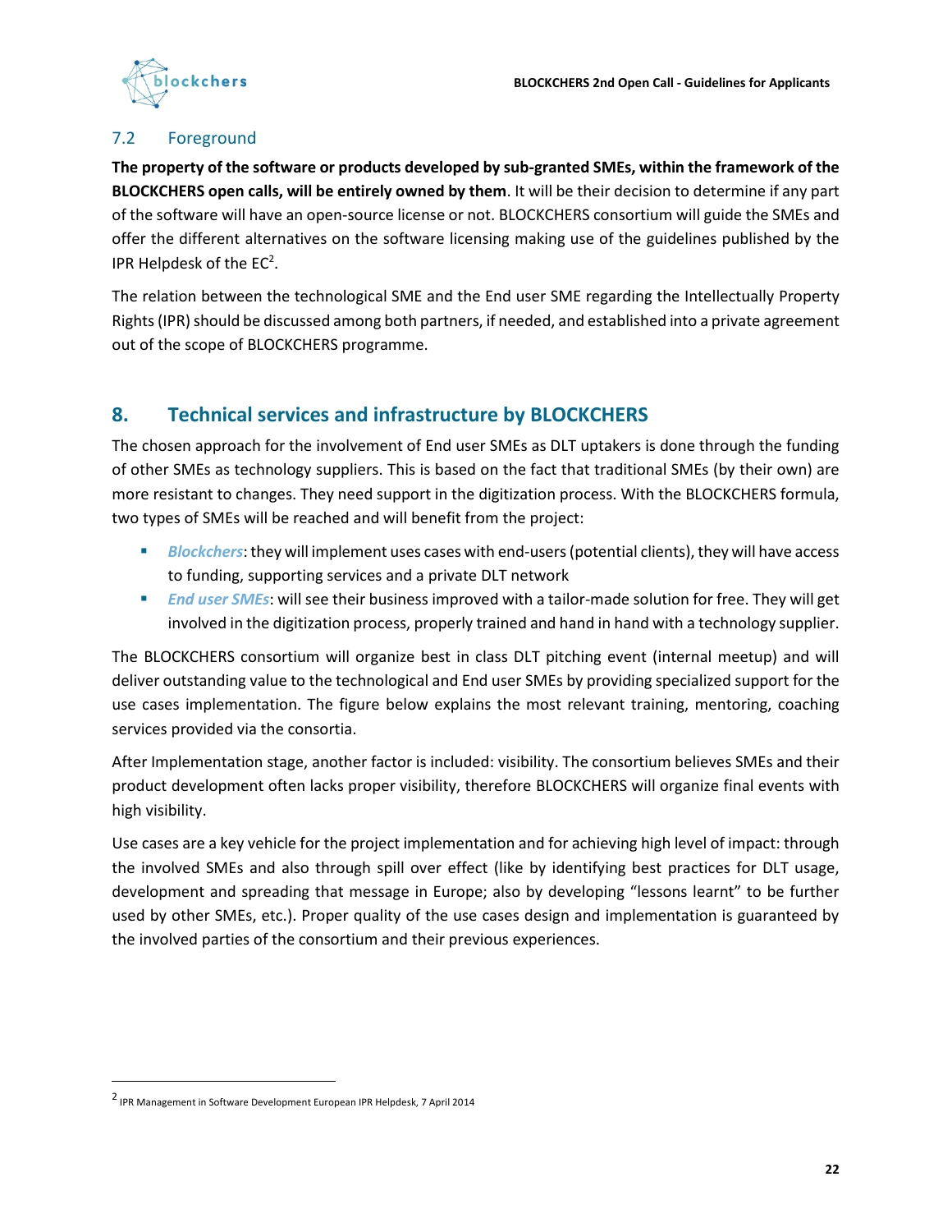## 7.2 Foreground

**The property of the software or products developed by sub-granted SMEs, within the framework of the BLOCKCHERS open calls, will be entirely owned by them**. It will be their decision to determine if any part of the software will have an open-source license or not. BLOCKCHERS consortium will guide the SMEs and offer the different alternatives on the software licensing making use of the guidelines published by the IPR Helpdesk of the EC[2].

The relation between the technological SME and the End user SME regarding the Intellectually Property Rights (IPR) should be discussed among both partners, if needed, and established into a private agreement out of the scope of BLOCKCHERS programme.

# 8. Technical services and infrastructure by BLOCKCHERS

The chosen approach for the involvement of End user SMEs as DLT uptakers is done through the funding of other SMEs as technology suppliers. This is based on the fact that traditional SMEs (by their own) are more resistant to changes. They need support in the digitization process. With the BLOCKCHERS formula, two types of SMEs will be reached and will benefit from the project:

- ***Blockchers***: they will implement uses cases with end-users (potential clients), they will have access to funding, supporting services and a private DLT network
- ***End user SMEs***: will see their business improved with a tailor-made solution for free. They will get involved in the digitization process, properly trained and hand in hand with a technology supplier.

The BLOCKCHERS consortium will organize best in class DLT pitching event (internal meetup) and will deliver outstanding value to the technological and End user SMEs by providing specialized support for the use cases implementation. The figure below explains the most relevant training, mentoring, coaching services provided via the consortia.

After Implementation stage, another factor is included: visibility. The consortium believes SMEs and their product development often lacks proper visibility, therefore BLOCKCHERS will organize final events with high visibility.

Use cases are a key vehicle for the project implementation and for achieving high level of impact: through the involved SMEs and also through spill over effect (like by identifying best practices for DLT usage, development and spreading that message in Europe; also by developing "lessons learnt" to be further used by other SMEs, etc.). Proper quality of the use cases design and implementation is guaranteed by the involved parties of the consortium and their previous experiences.

---

[2] IPR Management in Software Development European IPR Helpdesk, 7 April 2014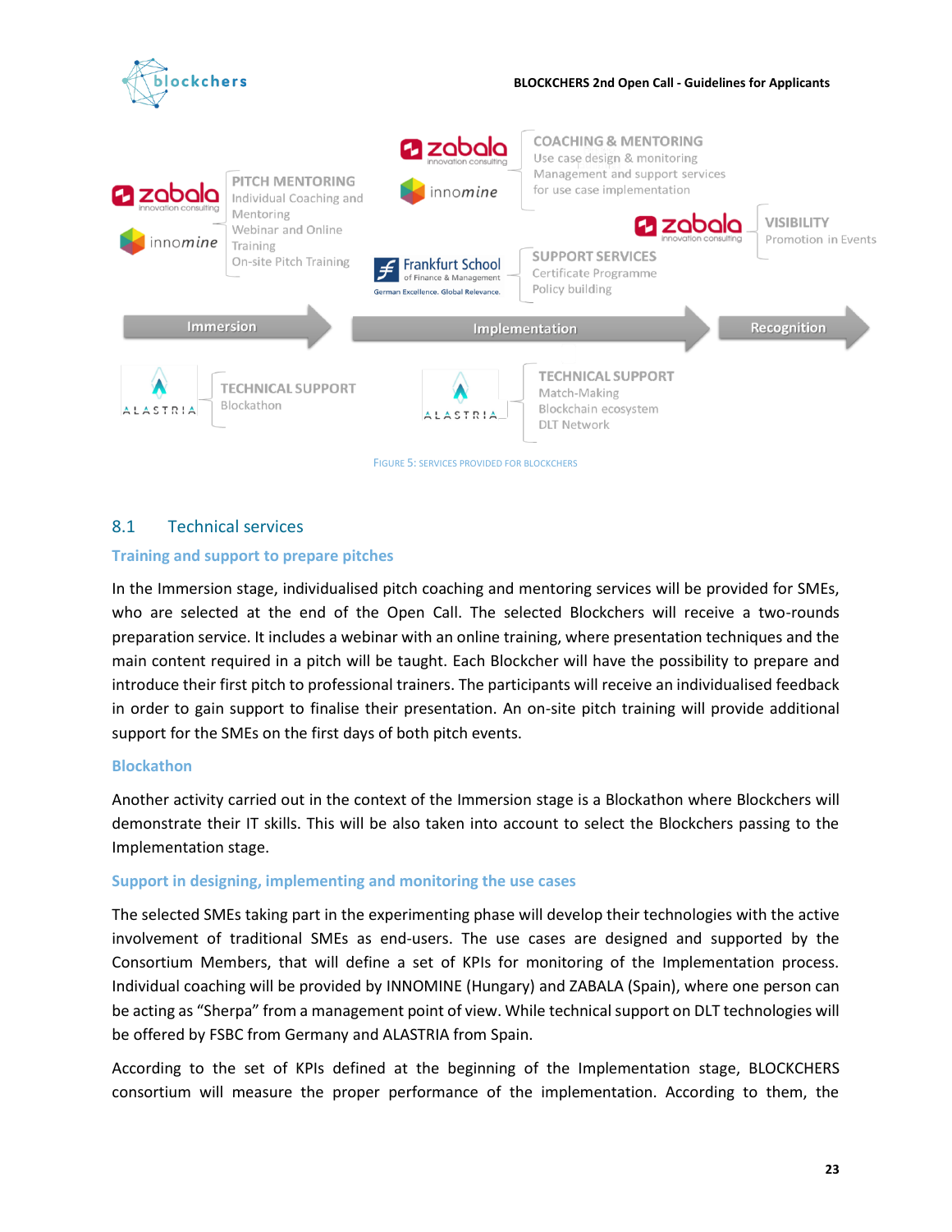FIGURE 5: SERVICES PROVIDED FOR BLOCKCHERS

## 8.1 Technical services

### Training and support to prepare pitches

In the Immersion stage, individualised pitch coaching and mentoring services will be provided for SMEs, who are selected at the end of the Open Call. The selected Blockchers will receive a two-rounds preparation service. It includes a webinar with an online training, where presentation techniques and the main content required in a pitch will be taught. Each Blockcher will have the possibility to prepare and introduce their first pitch to professional trainers. The participants will receive an individualised feedback in order to gain support to finalise their presentation. An on-site pitch training will provide additional support for the SMEs on the first days of both pitch events.

### Blockathon

Another activity carried out in the context of the Immersion stage is a Blockathon where Blockchers will demonstrate their IT skills. This will be also taken into account to select the Blockchers passing to the Implementation stage.

### Support in designing, implementing and monitoring the use cases

The selected SMEs taking part in the experimenting phase will develop their technologies with the active involvement of traditional SMEs as end-users. The use cases are designed and supported by the Consortium Members, that will define a set of KPIs for monitoring of the Implementation process. Individual coaching will be provided by INNOMINE (Hungary) and ZABALA (Spain), where one person can be acting as "Sherpa" from a management point of view. While technical support on DLT technologies will be offered by FSBC from Germany and ALASTRIA from Spain.

According to the set of KPIs defined at the beginning of the Implementation stage, BLOCKCHERS consortium will measure the proper performance of the implementation. According to them, the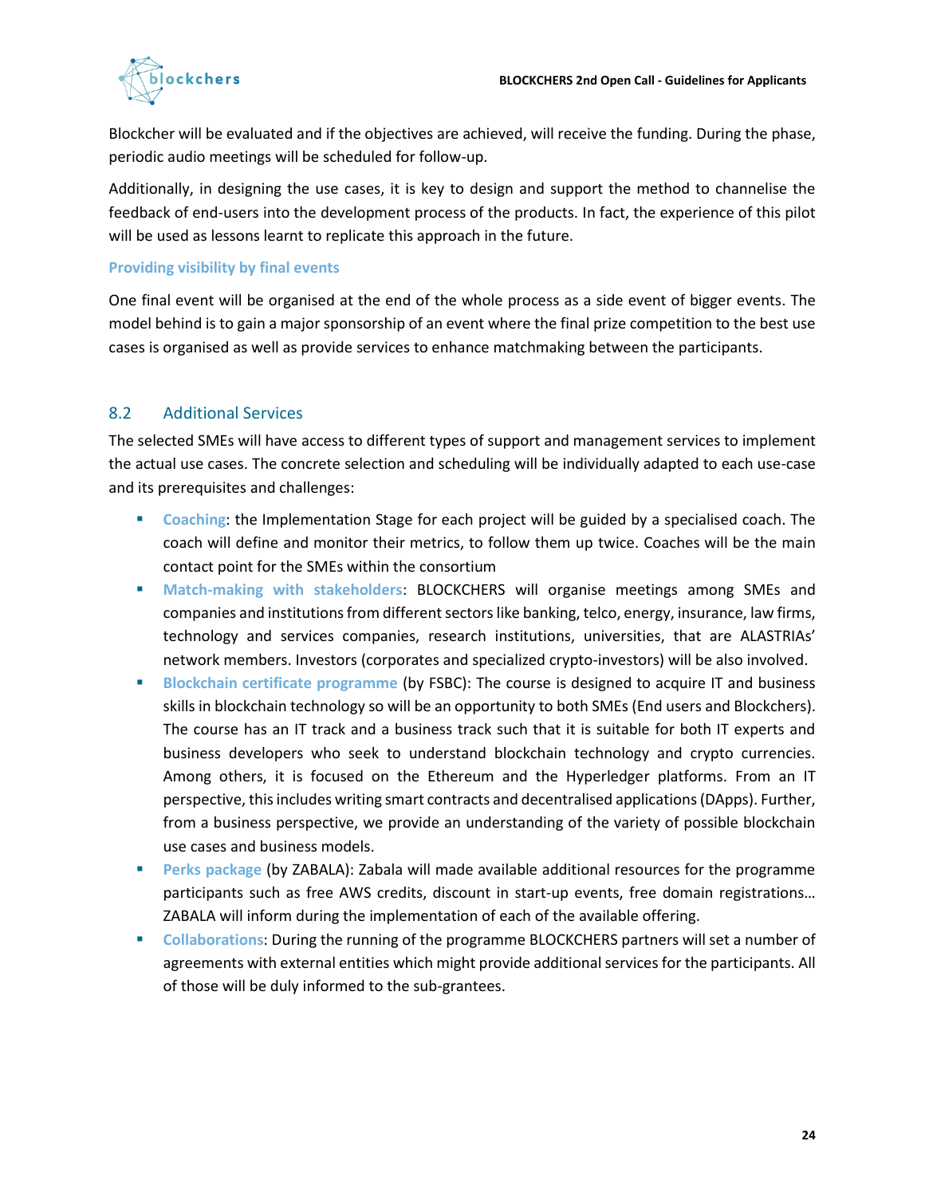Blockcher will be evaluated and if the objectives are achieved, will receive the funding. During the phase, periodic audio meetings will be scheduled for follow-up.

Additionally, in designing the use cases, it is key to design and support the method to channelise the feedback of end-users into the development process of the products. In fact, the experience of this pilot will be used as lessons learnt to replicate this approach in the future.

#### Providing visibility by final events

One final event will be organised at the end of the whole process as a side event of bigger events. The model behind is to gain a major sponsorship of an event where the final prize competition to the best use cases is organised as well as provide services to enhance matchmaking between the participants.

## 8.2 Additional Services

The selected SMEs will have access to different types of support and management services to implement the actual use cases. The concrete selection and scheduling will be individually adapted to each use-case and its prerequisites and challenges:

- **Coaching**: the Implementation Stage for each project will be guided by a specialised coach. The coach will define and monitor their metrics, to follow them up twice. Coaches will be the main contact point for the SMEs within the consortium
- **Match-making with stakeholders**: BLOCKCHERS will organise meetings among SMEs and companies and institutions from different sectors like banking, telco, energy, insurance, law firms, technology and services companies, research institutions, universities, that are ALASTRIAs' network members. Investors (corporates and specialized crypto-investors) will be also involved.
- **Blockchain certificate programme** (by FSBC): The course is designed to acquire IT and business skills in blockchain technology so will be an opportunity to both SMEs (End users and Blockchers). The course has an IT track and a business track such that it is suitable for both IT experts and business developers who seek to understand blockchain technology and crypto currencies. Among others, it is focused on the Ethereum and the Hyperledger platforms. From an IT perspective, this includes writing smart contracts and decentralised applications (DApps). Further, from a business perspective, we provide an understanding of the variety of possible blockchain use cases and business models.
- **Perks package** (by ZABALA): Zabala will made available additional resources for the programme participants such as free AWS credits, discount in start-up events, free domain registrations… ZABALA will inform during the implementation of each of the available offering.
- **Collaborations**: During the running of the programme BLOCKCHERS partners will set a number of agreements with external entities which might provide additional services for the participants. All of those will be duly informed to the sub-grantees.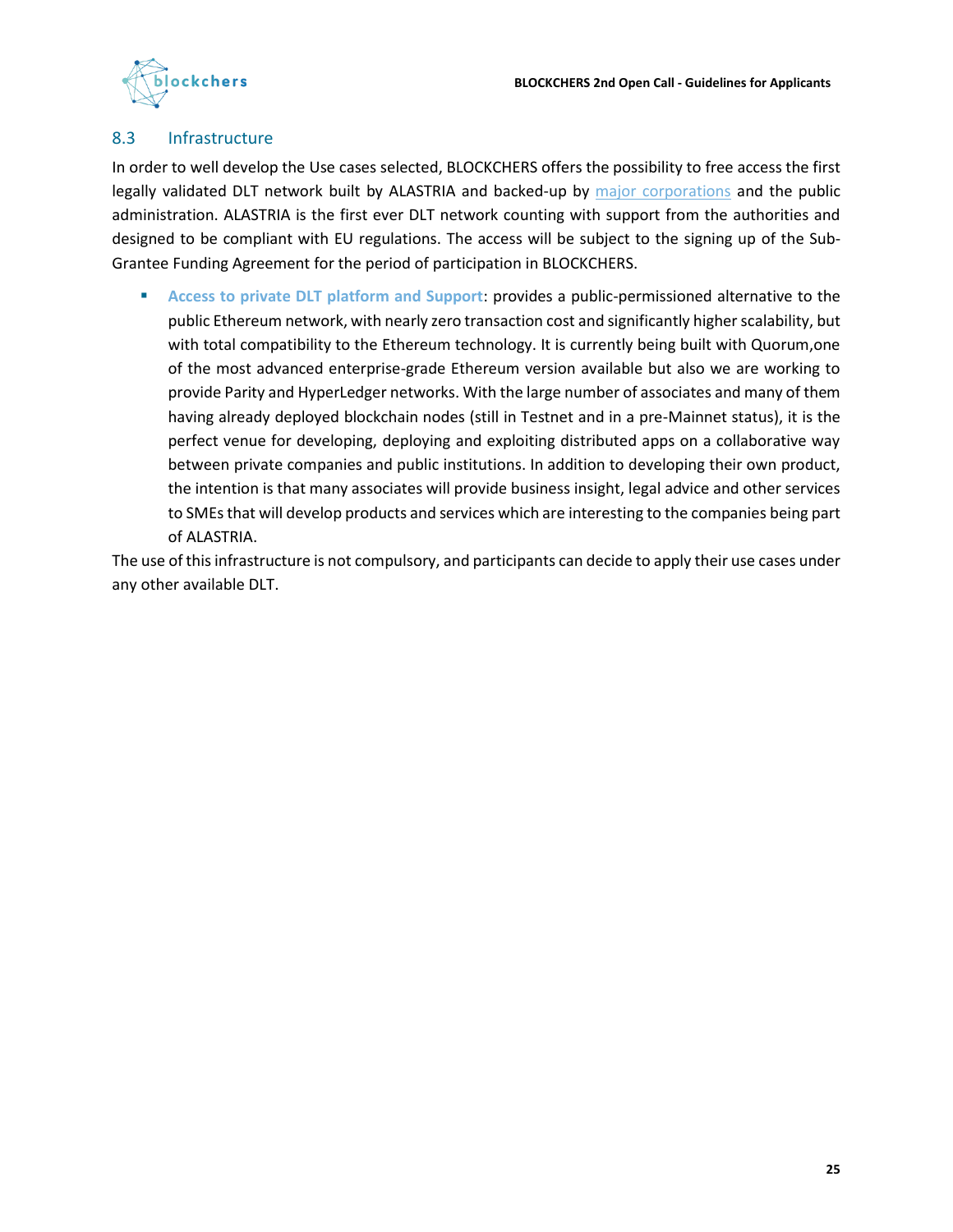## 8.3 Infrastructure

In order to well develop the Use cases selected, BLOCKCHERS offers the possibility to free access the first legally validated DLT network built by ALASTRIA and backed-up by major corporations and the public administration. ALASTRIA is the first ever DLT network counting with support from the authorities and designed to be compliant with EU regulations. The access will be subject to the signing up of the Sub-Grantee Funding Agreement for the period of participation in BLOCKCHERS.

- **Access to private DLT platform and Support**: provides a public-permissioned alternative to the public Ethereum network, with nearly zero transaction cost and significantly higher scalability, but with total compatibility to the Ethereum technology. It is currently being built with Quorum,one of the most advanced enterprise-grade Ethereum version available but also we are working to provide Parity and HyperLedger networks. With the large number of associates and many of them having already deployed blockchain nodes (still in Testnet and in a pre-Mainnet status), it is the perfect venue for developing, deploying and exploiting distributed apps on a collaborative way between private companies and public institutions. In addition to developing their own product, the intention is that many associates will provide business insight, legal advice and other services to SMEs that will develop products and services which are interesting to the companies being part of ALASTRIA.

The use of this infrastructure is not compulsory, and participants can decide to apply their use cases under any other available DLT.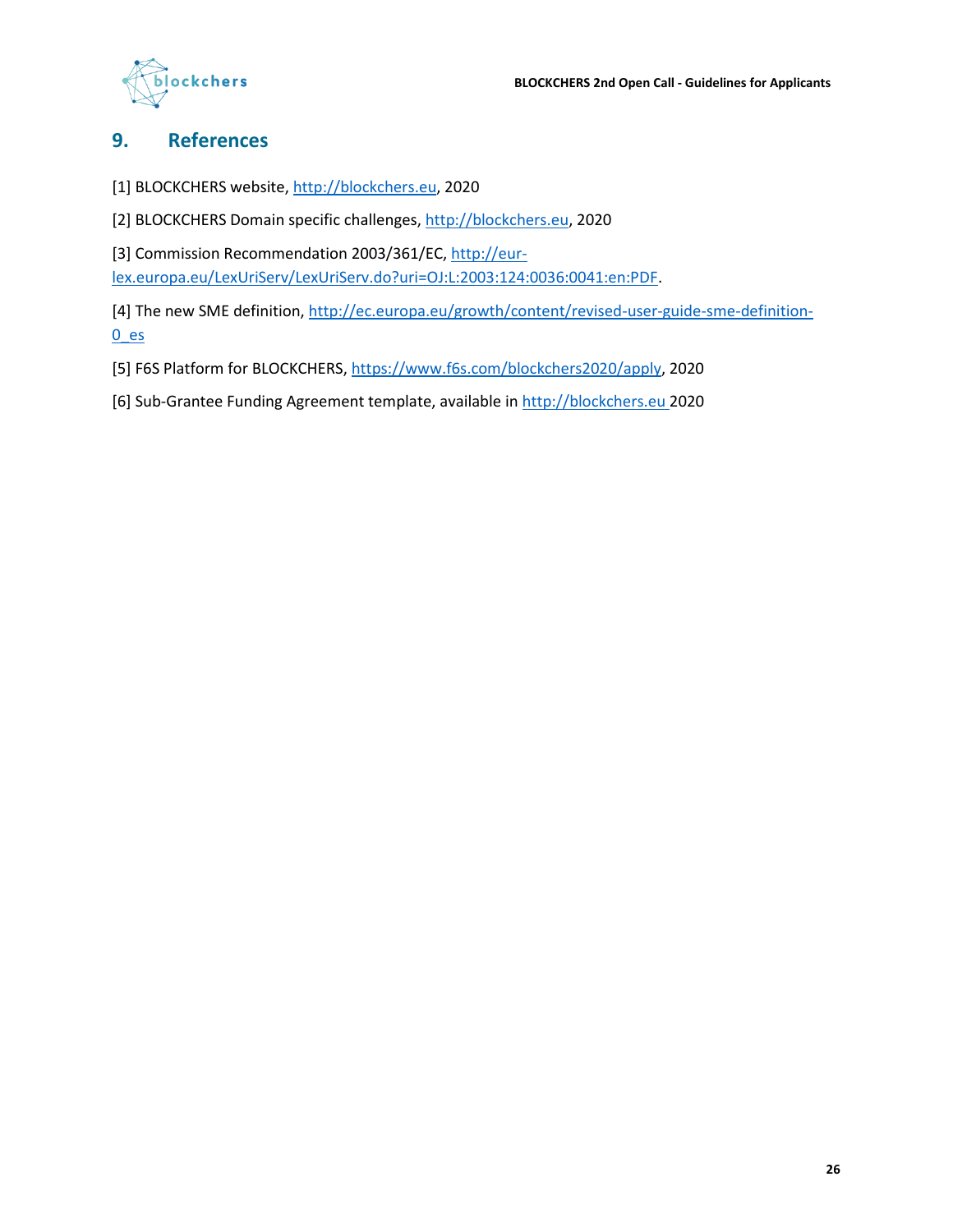## 9. References

[1] BLOCKCHERS website, http://blockchers.eu, 2020

[2] BLOCKCHERS Domain specific challenges, http://blockchers.eu, 2020

[3] Commission Recommendation 2003/361/EC, http://eur-lex.europa.eu/LexUriServ/LexUriServ.do?uri=OJ:L:2003:124:0036:0041:en:PDF.

[4] The new SME definition, http://ec.europa.eu/growth/content/revised-user-guide-sme-definition-0_es

[5] F6S Platform for BLOCKCHERS, https://www.f6s.com/blockchers2020/apply, 2020

[6] Sub-Grantee Funding Agreement template, available in http://blockchers.eu 2020